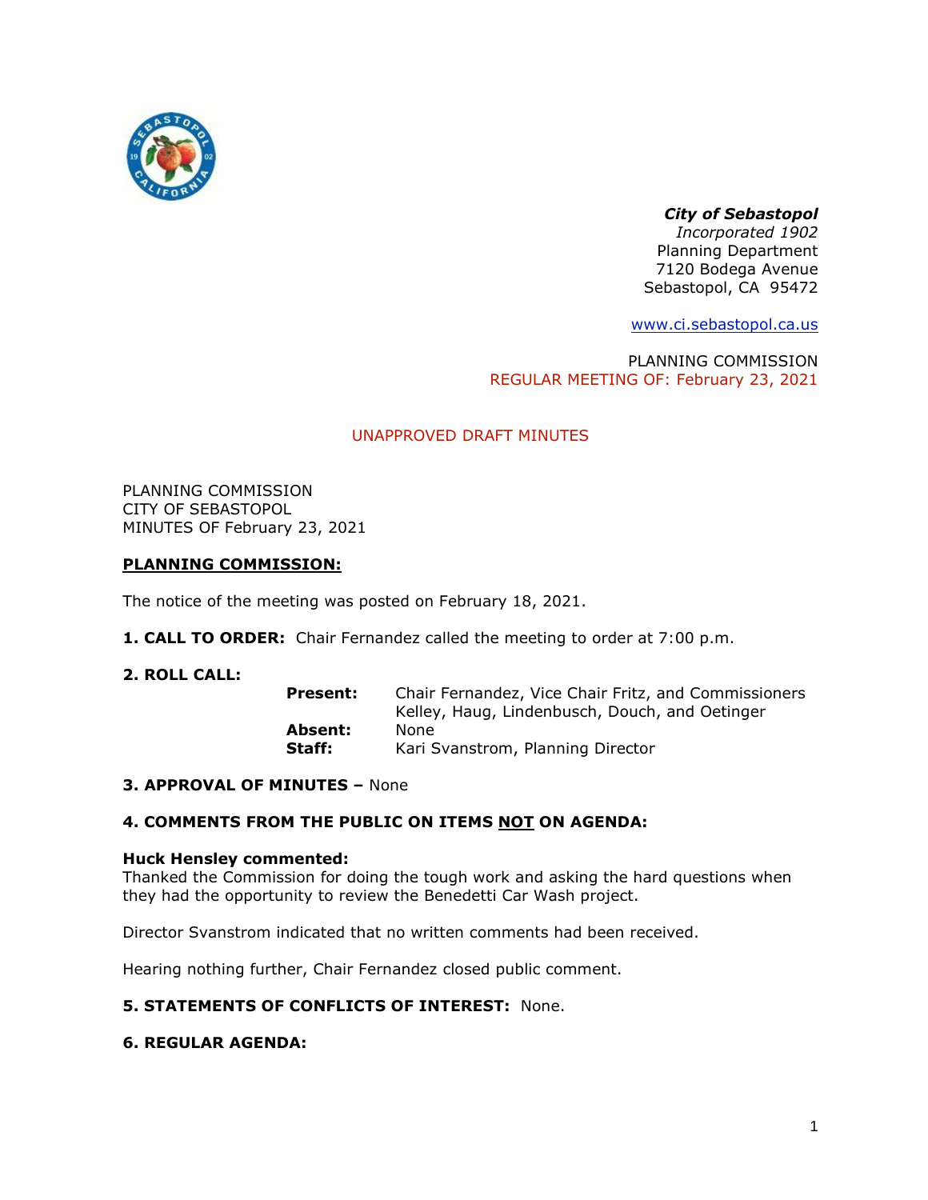***City of Sebastopol***
*Incorporated 1902*
Planning Department
7120 Bodega Avenue
Sebastopol, CA 95472

www.ci.sebastopol.ca.us

PLANNING COMMISSION
REGULAR MEETING OF: February 23, 2021

UNAPPROVED DRAFT MINUTES

PLANNING COMMISSION
CITY OF SEBASTOPOL
MINUTES OF February 23, 2021

**PLANNING COMMISSION:**

The notice of the meeting was posted on February 18, 2021.

**1. CALL TO ORDER:** Chair Fernandez called the meeting to order at 7:00 p.m.

**2. ROLL CALL:**

**Present:** Chair Fernandez, Vice Chair Fritz, and Commissioners Kelley, Haug, Lindenbusch, Douch, and Oetinger
**Absent:** None
**Staff:** Kari Svanstrom, Planning Director

**3. APPROVAL OF MINUTES –** None

**4. COMMENTS FROM THE PUBLIC ON ITEMS NOT ON AGENDA:**

**Huck Hensley commented:**
Thanked the Commission for doing the tough work and asking the hard questions when they had the opportunity to review the Benedetti Car Wash project.

Director Svanstrom indicated that no written comments had been received.

Hearing nothing further, Chair Fernandez closed public comment.

**5. STATEMENTS OF CONFLICTS OF INTEREST:** None.

**6. REGULAR AGENDA:**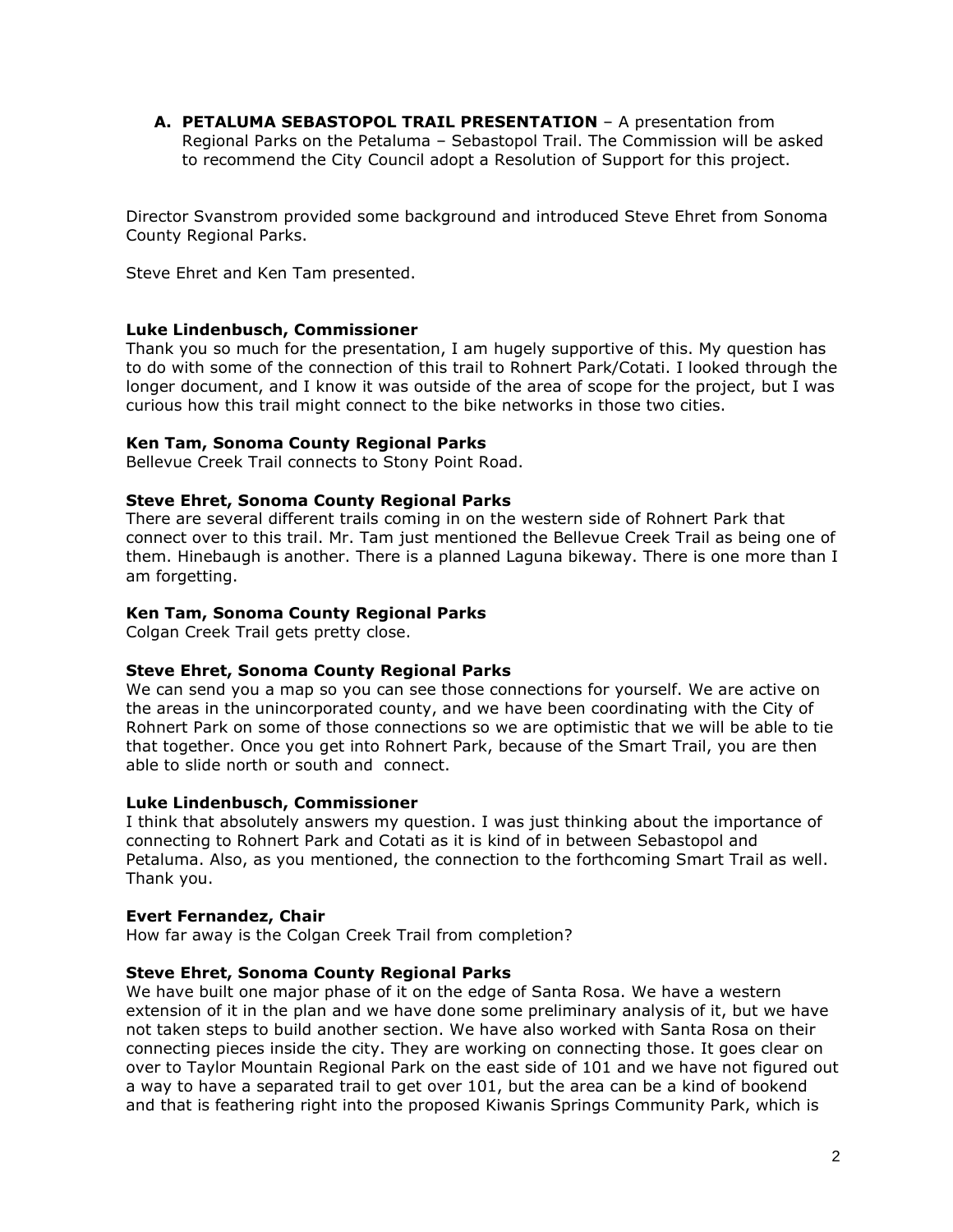**A. PETALUMA SEBASTOPOL TRAIL PRESENTATION** – A presentation from Regional Parks on the Petaluma – Sebastopol Trail. The Commission will be asked to recommend the City Council adopt a Resolution of Support for this project.

Director Svanstrom provided some background and introduced Steve Ehret from Sonoma County Regional Parks.

Steve Ehret and Ken Tam presented.

**Luke Lindenbusch, Commissioner**
Thank you so much for the presentation, I am hugely supportive of this. My question has to do with some of the connection of this trail to Rohnert Park/Cotati. I looked through the longer document, and I know it was outside of the area of scope for the project, but I was curious how this trail might connect to the bike networks in those two cities.

**Ken Tam, Sonoma County Regional Parks**
Bellevue Creek Trail connects to Stony Point Road.

**Steve Ehret, Sonoma County Regional Parks**
There are several different trails coming in on the western side of Rohnert Park that connect over to this trail. Mr. Tam just mentioned the Bellevue Creek Trail as being one of them. Hinebaugh is another. There is a planned Laguna bikeway. There is one more than I am forgetting.

**Ken Tam, Sonoma County Regional Parks**
Colgan Creek Trail gets pretty close.

**Steve Ehret, Sonoma County Regional Parks**
We can send you a map so you can see those connections for yourself. We are active on the areas in the unincorporated county, and we have been coordinating with the City of Rohnert Park on some of those connections so we are optimistic that we will be able to tie that together. Once you get into Rohnert Park, because of the Smart Trail, you are then able to slide north or south and connect.

**Luke Lindenbusch, Commissioner**
I think that absolutely answers my question. I was just thinking about the importance of connecting to Rohnert Park and Cotati as it is kind of in between Sebastopol and Petaluma. Also, as you mentioned, the connection to the forthcoming Smart Trail as well. Thank you.

**Evert Fernandez, Chair**
How far away is the Colgan Creek Trail from completion?

**Steve Ehret, Sonoma County Regional Parks**
We have built one major phase of it on the edge of Santa Rosa. We have a western extension of it in the plan and we have done some preliminary analysis of it, but we have not taken steps to build another section. We have also worked with Santa Rosa on their connecting pieces inside the city. They are working on connecting those. It goes clear on over to Taylor Mountain Regional Park on the east side of 101 and we have not figured out a way to have a separated trail to get over 101, but the area can be a kind of bookend and that is feathering right into the proposed Kiwanis Springs Community Park, which is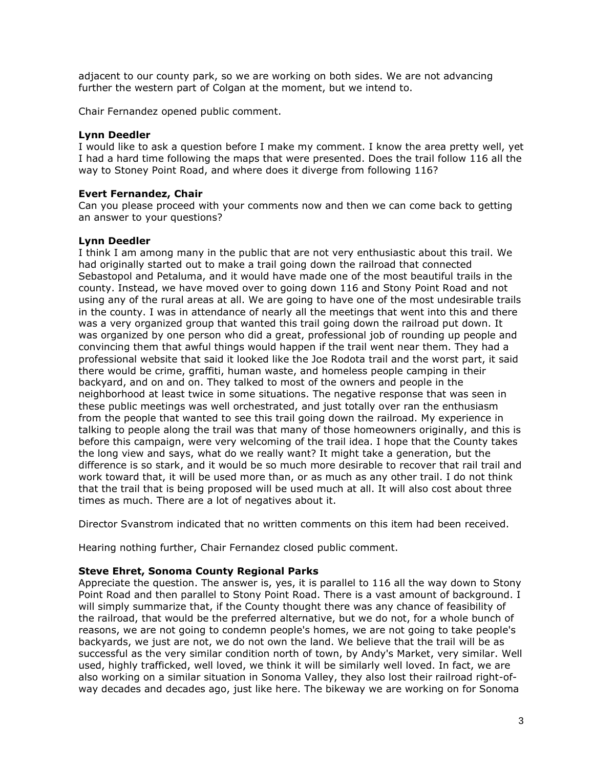adjacent to our county park, so we are working on both sides. We are not advancing further the western part of Colgan at the moment, but we intend to.

Chair Fernandez opened public comment.

**Lynn Deedler**
I would like to ask a question before I make my comment. I know the area pretty well, yet I had a hard time following the maps that were presented. Does the trail follow 116 all the way to Stoney Point Road, and where does it diverge from following 116?

**Evert Fernandez, Chair**
Can you please proceed with your comments now and then we can come back to getting an answer to your questions?

**Lynn Deedler**
I think I am among many in the public that are not very enthusiastic about this trail. We had originally started out to make a trail going down the railroad that connected Sebastopol and Petaluma, and it would have made one of the most beautiful trails in the county. Instead, we have moved over to going down 116 and Stony Point Road and not using any of the rural areas at all. We are going to have one of the most undesirable trails in the county. I was in attendance of nearly all the meetings that went into this and there was a very organized group that wanted this trail going down the railroad put down. It was organized by one person who did a great, professional job of rounding up people and convincing them that awful things would happen if the trail went near them. They had a professional website that said it looked like the Joe Rodota trail and the worst part, it said there would be crime, graffiti, human waste, and homeless people camping in their backyard, and on and on. They talked to most of the owners and people in the neighborhood at least twice in some situations. The negative response that was seen in these public meetings was well orchestrated, and just totally over ran the enthusiasm from the people that wanted to see this trail going down the railroad. My experience in talking to people along the trail was that many of those homeowners originally, and this is before this campaign, were very welcoming of the trail idea. I hope that the County takes the long view and says, what do we really want? It might take a generation, but the difference is so stark, and it would be so much more desirable to recover that rail trail and work toward that, it will be used more than, or as much as any other trail. I do not think that the trail that is being proposed will be used much at all. It will also cost about three times as much. There are a lot of negatives about it.

Director Svanstrom indicated that no written comments on this item had been received.

Hearing nothing further, Chair Fernandez closed public comment.

**Steve Ehret, Sonoma County Regional Parks**
Appreciate the question. The answer is, yes, it is parallel to 116 all the way down to Stony Point Road and then parallel to Stony Point Road. There is a vast amount of background. I will simply summarize that, if the County thought there was any chance of feasibility of the railroad, that would be the preferred alternative, but we do not, for a whole bunch of reasons, we are not going to condemn people's homes, we are not going to take people's backyards, we just are not, we do not own the land. We believe that the trail will be as successful as the very similar condition north of town, by Andy's Market, very similar. Well used, highly trafficked, well loved, we think it will be similarly well loved. In fact, we are also working on a similar situation in Sonoma Valley, they also lost their railroad right-of-way decades and decades ago, just like here. The bikeway we are working on for Sonoma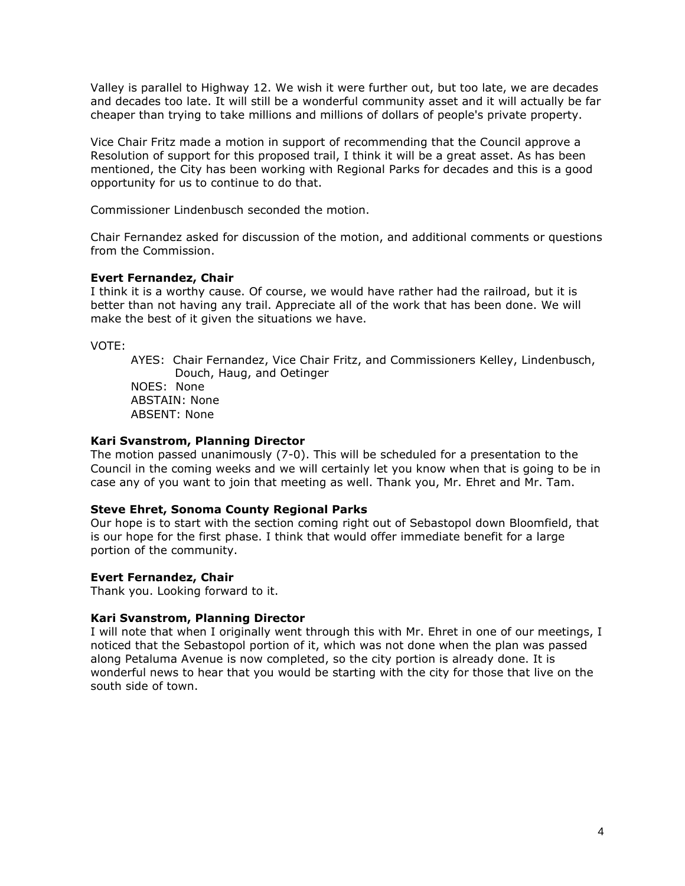Valley is parallel to Highway 12. We wish it were further out, but too late, we are decades and decades too late. It will still be a wonderful community asset and it will actually be far cheaper than trying to take millions and millions of dollars of people's private property.

Vice Chair Fritz made a motion in support of recommending that the Council approve a Resolution of support for this proposed trail, I think it will be a great asset. As has been mentioned, the City has been working with Regional Parks for decades and this is a good opportunity for us to continue to do that.

Commissioner Lindenbusch seconded the motion.

Chair Fernandez asked for discussion of the motion, and additional comments or questions from the Commission.

**Evert Fernandez, Chair**
I think it is a worthy cause. Of course, we would have rather had the railroad, but it is better than not having any trail. Appreciate all of the work that has been done. We will make the best of it given the situations we have.

VOTE:

AYES: Chair Fernandez, Vice Chair Fritz, and Commissioners Kelley, Lindenbusch, Douch, Haug, and Oetinger
NOES: None
ABSTAIN: None
ABSENT: None

**Kari Svanstrom, Planning Director**
The motion passed unanimously (7-0). This will be scheduled for a presentation to the Council in the coming weeks and we will certainly let you know when that is going to be in case any of you want to join that meeting as well. Thank you, Mr. Ehret and Mr. Tam.

**Steve Ehret, Sonoma County Regional Parks**
Our hope is to start with the section coming right out of Sebastopol down Bloomfield, that is our hope for the first phase. I think that would offer immediate benefit for a large portion of the community.

**Evert Fernandez, Chair**
Thank you. Looking forward to it.

**Kari Svanstrom, Planning Director**
I will note that when I originally went through this with Mr. Ehret in one of our meetings, I noticed that the Sebastopol portion of it, which was not done when the plan was passed along Petaluma Avenue is now completed, so the city portion is already done. It is wonderful news to hear that you would be starting with the city for those that live on the south side of town.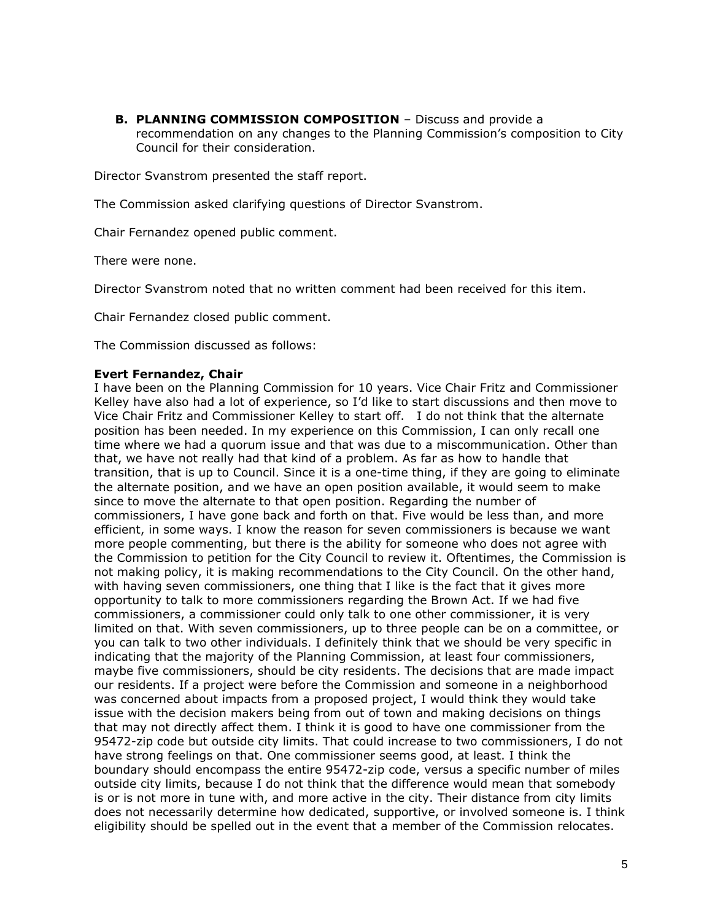**B. PLANNING COMMISSION COMPOSITION** – Discuss and provide a recommendation on any changes to the Planning Commission's composition to City Council for their consideration.

Director Svanstrom presented the staff report.

The Commission asked clarifying questions of Director Svanstrom.

Chair Fernandez opened public comment.

There were none.

Director Svanstrom noted that no written comment had been received for this item.

Chair Fernandez closed public comment.

The Commission discussed as follows:

**Evert Fernandez, Chair**

I have been on the Planning Commission for 10 years. Vice Chair Fritz and Commissioner Kelley have also had a lot of experience, so I'd like to start discussions and then move to Vice Chair Fritz and Commissioner Kelley to start off. I do not think that the alternate position has been needed. In my experience on this Commission, I can only recall one time where we had a quorum issue and that was due to a miscommunication. Other than that, we have not really had that kind of a problem. As far as how to handle that transition, that is up to Council. Since it is a one-time thing, if they are going to eliminate the alternate position, and we have an open position available, it would seem to make since to move the alternate to that open position. Regarding the number of commissioners, I have gone back and forth on that. Five would be less than, and more efficient, in some ways. I know the reason for seven commissioners is because we want more people commenting, but there is the ability for someone who does not agree with the Commission to petition for the City Council to review it. Oftentimes, the Commission is not making policy, it is making recommendations to the City Council. On the other hand, with having seven commissioners, one thing that I like is the fact that it gives more opportunity to talk to more commissioners regarding the Brown Act. If we had five commissioners, a commissioner could only talk to one other commissioner, it is very limited on that. With seven commissioners, up to three people can be on a committee, or you can talk to two other individuals. I definitely think that we should be very specific in indicating that the majority of the Planning Commission, at least four commissioners, maybe five commissioners, should be city residents. The decisions that are made impact our residents. If a project were before the Commission and someone in a neighborhood was concerned about impacts from a proposed project, I would think they would take issue with the decision makers being from out of town and making decisions on things that may not directly affect them. I think it is good to have one commissioner from the 95472-zip code but outside city limits. That could increase to two commissioners, I do not have strong feelings on that. One commissioner seems good, at least. I think the boundary should encompass the entire 95472-zip code, versus a specific number of miles outside city limits, because I do not think that the difference would mean that somebody is or is not more in tune with, and more active in the city. Their distance from city limits does not necessarily determine how dedicated, supportive, or involved someone is. I think eligibility should be spelled out in the event that a member of the Commission relocates.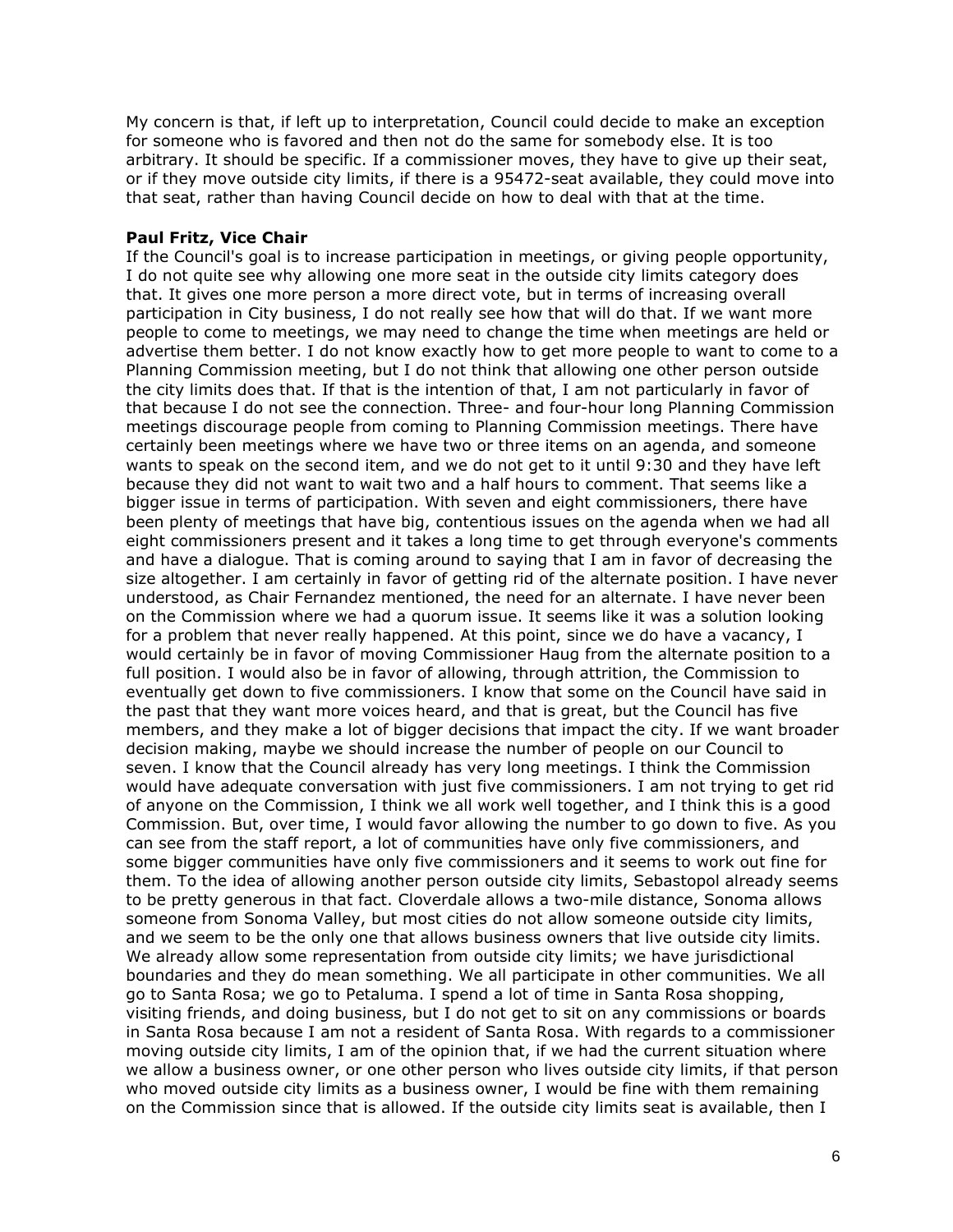My concern is that, if left up to interpretation, Council could decide to make an exception for someone who is favored and then not do the same for somebody else. It is too arbitrary. It should be specific. If a commissioner moves, they have to give up their seat, or if they move outside city limits, if there is a 95472-seat available, they could move into that seat, rather than having Council decide on how to deal with that at the time.

**Paul Fritz, Vice Chair**

If the Council's goal is to increase participation in meetings, or giving people opportunity, I do not quite see why allowing one more seat in the outside city limits category does that. It gives one more person a more direct vote, but in terms of increasing overall participation in City business, I do not really see how that will do that. If we want more people to come to meetings, we may need to change the time when meetings are held or advertise them better. I do not know exactly how to get more people to want to come to a Planning Commission meeting, but I do not think that allowing one other person outside the city limits does that. If that is the intention of that, I am not particularly in favor of that because I do not see the connection. Three- and four-hour long Planning Commission meetings discourage people from coming to Planning Commission meetings. There have certainly been meetings where we have two or three items on an agenda, and someone wants to speak on the second item, and we do not get to it until 9:30 and they have left because they did not want to wait two and a half hours to comment. That seems like a bigger issue in terms of participation. With seven and eight commissioners, there have been plenty of meetings that have big, contentious issues on the agenda when we had all eight commissioners present and it takes a long time to get through everyone's comments and have a dialogue. That is coming around to saying that I am in favor of decreasing the size altogether. I am certainly in favor of getting rid of the alternate position. I have never understood, as Chair Fernandez mentioned, the need for an alternate. I have never been on the Commission where we had a quorum issue. It seems like it was a solution looking for a problem that never really happened. At this point, since we do have a vacancy, I would certainly be in favor of moving Commissioner Haug from the alternate position to a full position. I would also be in favor of allowing, through attrition, the Commission to eventually get down to five commissioners. I know that some on the Council have said in the past that they want more voices heard, and that is great, but the Council has five members, and they make a lot of bigger decisions that impact the city. If we want broader decision making, maybe we should increase the number of people on our Council to seven. I know that the Council already has very long meetings. I think the Commission would have adequate conversation with just five commissioners. I am not trying to get rid of anyone on the Commission, I think we all work well together, and I think this is a good Commission. But, over time, I would favor allowing the number to go down to five. As you can see from the staff report, a lot of communities have only five commissioners, and some bigger communities have only five commissioners and it seems to work out fine for them. To the idea of allowing another person outside city limits, Sebastopol already seems to be pretty generous in that fact. Cloverdale allows a two-mile distance, Sonoma allows someone from Sonoma Valley, but most cities do not allow someone outside city limits, and we seem to be the only one that allows business owners that live outside city limits. We already allow some representation from outside city limits; we have jurisdictional boundaries and they do mean something. We all participate in other communities. We all go to Santa Rosa; we go to Petaluma. I spend a lot of time in Santa Rosa shopping, visiting friends, and doing business, but I do not get to sit on any commissions or boards in Santa Rosa because I am not a resident of Santa Rosa. With regards to a commissioner moving outside city limits, I am of the opinion that, if we had the current situation where we allow a business owner, or one other person who lives outside city limits, if that person who moved outside city limits as a business owner, I would be fine with them remaining on the Commission since that is allowed. If the outside city limits seat is available, then I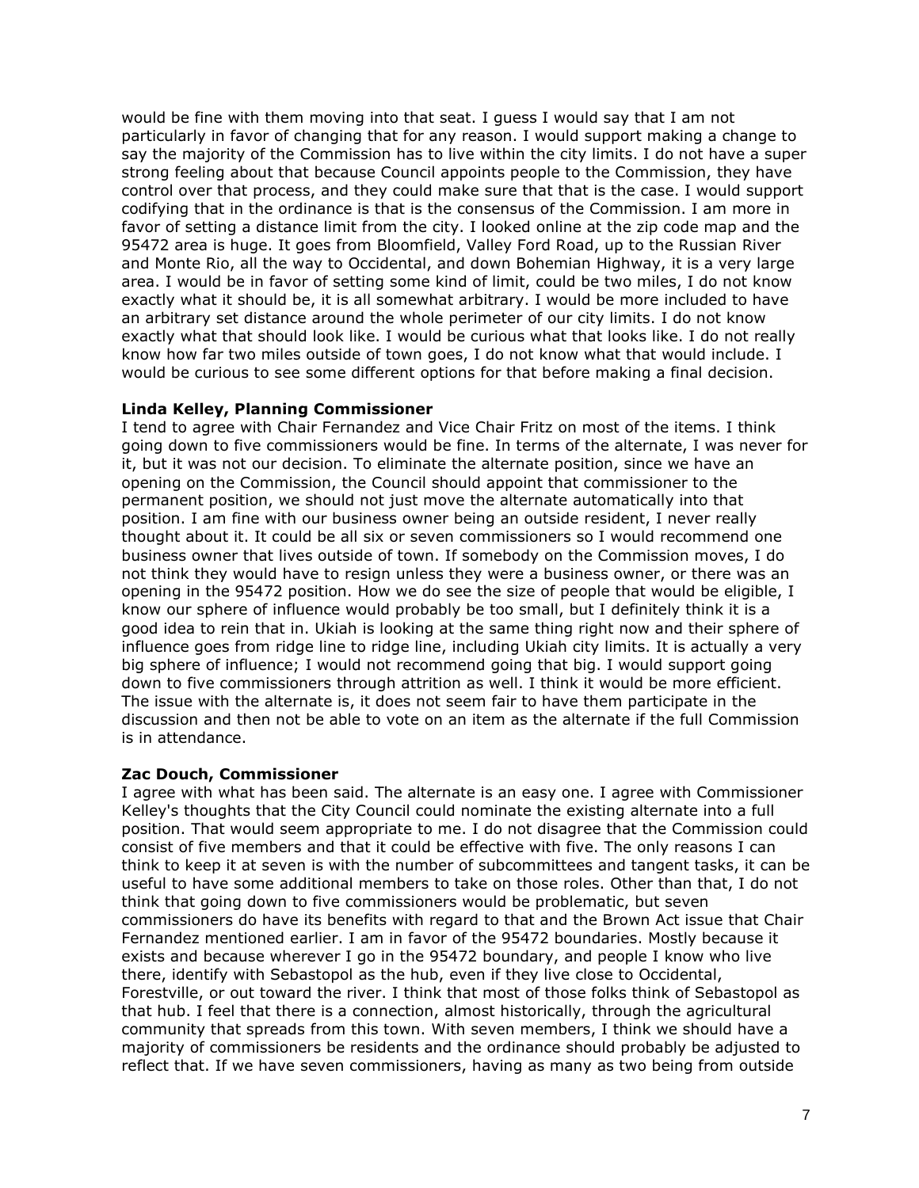would be fine with them moving into that seat. I guess I would say that I am not particularly in favor of changing that for any reason. I would support making a change to say the majority of the Commission has to live within the city limits. I do not have a super strong feeling about that because Council appoints people to the Commission, they have control over that process, and they could make sure that that is the case. I would support codifying that in the ordinance is that is the consensus of the Commission. I am more in favor of setting a distance limit from the city. I looked online at the zip code map and the 95472 area is huge. It goes from Bloomfield, Valley Ford Road, up to the Russian River and Monte Rio, all the way to Occidental, and down Bohemian Highway, it is a very large area. I would be in favor of setting some kind of limit, could be two miles, I do not know exactly what it should be, it is all somewhat arbitrary. I would be more included to have an arbitrary set distance around the whole perimeter of our city limits. I do not know exactly what that should look like. I would be curious what that looks like. I do not really know how far two miles outside of town goes, I do not know what that would include. I would be curious to see some different options for that before making a final decision.

**Linda Kelley, Planning Commissioner**

I tend to agree with Chair Fernandez and Vice Chair Fritz on most of the items. I think going down to five commissioners would be fine. In terms of the alternate, I was never for it, but it was not our decision. To eliminate the alternate position, since we have an opening on the Commission, the Council should appoint that commissioner to the permanent position, we should not just move the alternate automatically into that position. I am fine with our business owner being an outside resident, I never really thought about it. It could be all six or seven commissioners so I would recommend one business owner that lives outside of town. If somebody on the Commission moves, I do not think they would have to resign unless they were a business owner, or there was an opening in the 95472 position. How we do see the size of people that would be eligible, I know our sphere of influence would probably be too small, but I definitely think it is a good idea to rein that in. Ukiah is looking at the same thing right now and their sphere of influence goes from ridge line to ridge line, including Ukiah city limits. It is actually a very big sphere of influence; I would not recommend going that big. I would support going down to five commissioners through attrition as well. I think it would be more efficient. The issue with the alternate is, it does not seem fair to have them participate in the discussion and then not be able to vote on an item as the alternate if the full Commission is in attendance.

**Zac Douch, Commissioner**

I agree with what has been said. The alternate is an easy one. I agree with Commissioner Kelley's thoughts that the City Council could nominate the existing alternate into a full position. That would seem appropriate to me. I do not disagree that the Commission could consist of five members and that it could be effective with five. The only reasons I can think to keep it at seven is with the number of subcommittees and tangent tasks, it can be useful to have some additional members to take on those roles. Other than that, I do not think that going down to five commissioners would be problematic, but seven commissioners do have its benefits with regard to that and the Brown Act issue that Chair Fernandez mentioned earlier. I am in favor of the 95472 boundaries. Mostly because it exists and because wherever I go in the 95472 boundary, and people I know who live there, identify with Sebastopol as the hub, even if they live close to Occidental, Forestville, or out toward the river. I think that most of those folks think of Sebastopol as that hub. I feel that there is a connection, almost historically, through the agricultural community that spreads from this town. With seven members, I think we should have a majority of commissioners be residents and the ordinance should probably be adjusted to reflect that. If we have seven commissioners, having as many as two being from outside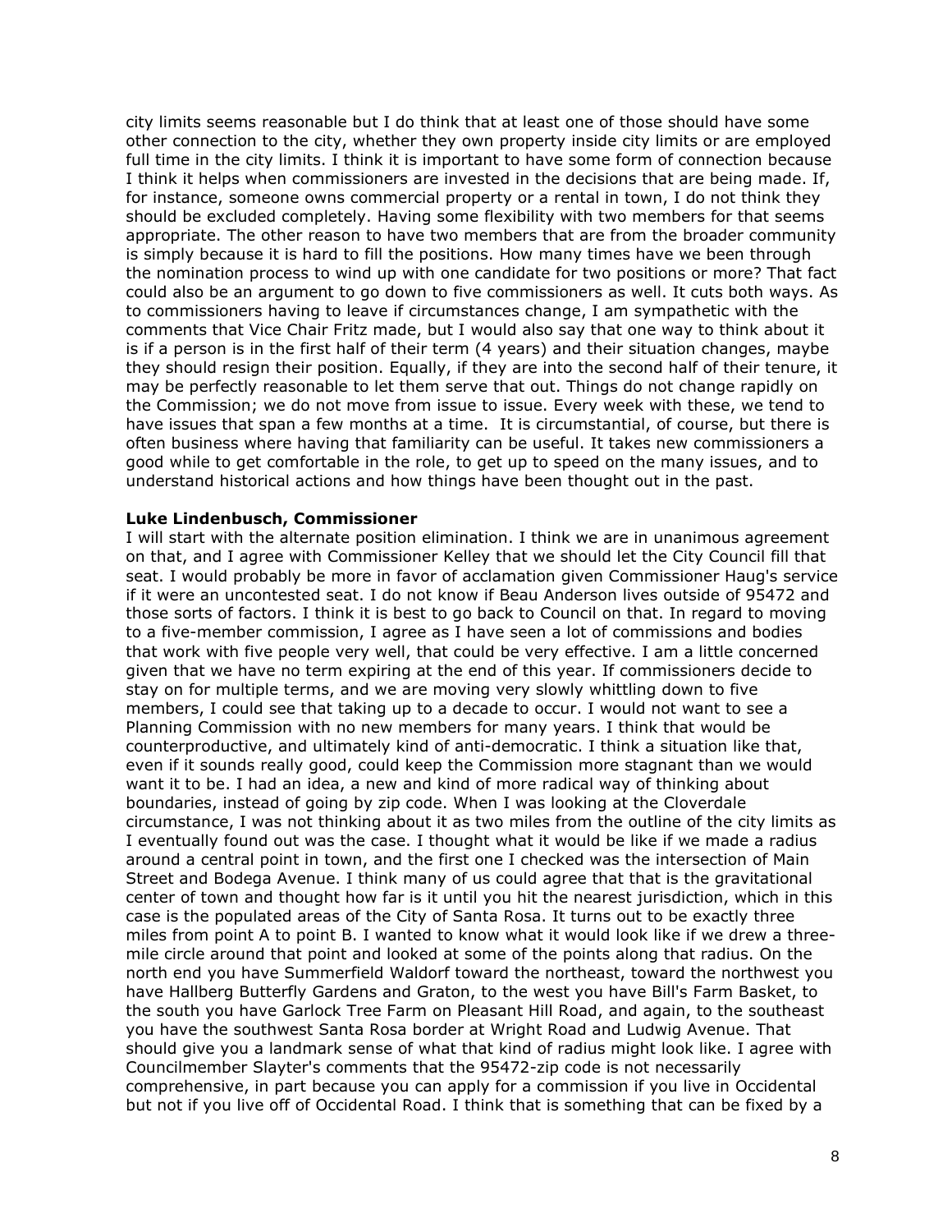city limits seems reasonable but I do think that at least one of those should have some other connection to the city, whether they own property inside city limits or are employed full time in the city limits. I think it is important to have some form of connection because I think it helps when commissioners are invested in the decisions that are being made. If, for instance, someone owns commercial property or a rental in town, I do not think they should be excluded completely. Having some flexibility with two members for that seems appropriate. The other reason to have two members that are from the broader community is simply because it is hard to fill the positions. How many times have we been through the nomination process to wind up with one candidate for two positions or more? That fact could also be an argument to go down to five commissioners as well. It cuts both ways. As to commissioners having to leave if circumstances change, I am sympathetic with the comments that Vice Chair Fritz made, but I would also say that one way to think about it is if a person is in the first half of their term (4 years) and their situation changes, maybe they should resign their position. Equally, if they are into the second half of their tenure, it may be perfectly reasonable to let them serve that out. Things do not change rapidly on the Commission; we do not move from issue to issue. Every week with these, we tend to have issues that span a few months at a time. It is circumstantial, of course, but there is often business where having that familiarity can be useful. It takes new commissioners a good while to get comfortable in the role, to get up to speed on the many issues, and to understand historical actions and how things have been thought out in the past.

**Luke Lindenbusch, Commissioner**

I will start with the alternate position elimination. I think we are in unanimous agreement on that, and I agree with Commissioner Kelley that we should let the City Council fill that seat. I would probably be more in favor of acclamation given Commissioner Haug's service if it were an uncontested seat. I do not know if Beau Anderson lives outside of 95472 and those sorts of factors. I think it is best to go back to Council on that. In regard to moving to a five-member commission, I agree as I have seen a lot of commissions and bodies that work with five people very well, that could be very effective. I am a little concerned given that we have no term expiring at the end of this year. If commissioners decide to stay on for multiple terms, and we are moving very slowly whittling down to five members, I could see that taking up to a decade to occur. I would not want to see a Planning Commission with no new members for many years. I think that would be counterproductive, and ultimately kind of anti-democratic. I think a situation like that, even if it sounds really good, could keep the Commission more stagnant than we would want it to be. I had an idea, a new and kind of more radical way of thinking about boundaries, instead of going by zip code. When I was looking at the Cloverdale circumstance, I was not thinking about it as two miles from the outline of the city limits as I eventually found out was the case. I thought what it would be like if we made a radius around a central point in town, and the first one I checked was the intersection of Main Street and Bodega Avenue. I think many of us could agree that that is the gravitational center of town and thought how far is it until you hit the nearest jurisdiction, which in this case is the populated areas of the City of Santa Rosa. It turns out to be exactly three miles from point A to point B. I wanted to know what it would look like if we drew a three-mile circle around that point and looked at some of the points along that radius. On the north end you have Summerfield Waldorf toward the northeast, toward the northwest you have Hallberg Butterfly Gardens and Graton, to the west you have Bill's Farm Basket, to the south you have Garlock Tree Farm on Pleasant Hill Road, and again, to the southeast you have the southwest Santa Rosa border at Wright Road and Ludwig Avenue. That should give you a landmark sense of what that kind of radius might look like. I agree with Councilmember Slayter's comments that the 95472-zip code is not necessarily comprehensive, in part because you can apply for a commission if you live in Occidental but not if you live off of Occidental Road. I think that is something that can be fixed by a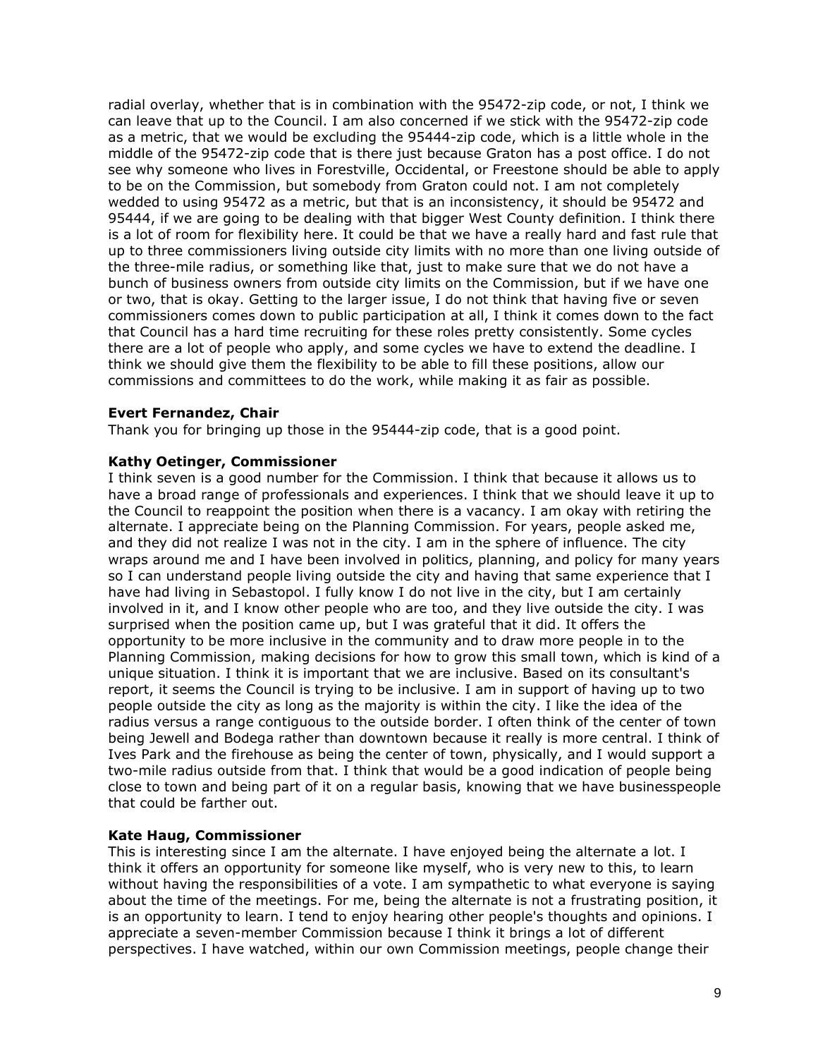radial overlay, whether that is in combination with the 95472-zip code, or not, I think we can leave that up to the Council. I am also concerned if we stick with the 95472-zip code as a metric, that we would be excluding the 95444-zip code, which is a little whole in the middle of the 95472-zip code that is there just because Graton has a post office. I do not see why someone who lives in Forestville, Occidental, or Freestone should be able to apply to be on the Commission, but somebody from Graton could not. I am not completely wedded to using 95472 as a metric, but that is an inconsistency, it should be 95472 and 95444, if we are going to be dealing with that bigger West County definition. I think there is a lot of room for flexibility here. It could be that we have a really hard and fast rule that up to three commissioners living outside city limits with no more than one living outside of the three-mile radius, or something like that, just to make sure that we do not have a bunch of business owners from outside city limits on the Commission, but if we have one or two, that is okay. Getting to the larger issue, I do not think that having five or seven commissioners comes down to public participation at all, I think it comes down to the fact that Council has a hard time recruiting for these roles pretty consistently. Some cycles there are a lot of people who apply, and some cycles we have to extend the deadline. I think we should give them the flexibility to be able to fill these positions, allow our commissions and committees to do the work, while making it as fair as possible.

**Evert Fernandez, Chair**
Thank you for bringing up those in the 95444-zip code, that is a good point.

**Kathy Oetinger, Commissioner**
I think seven is a good number for the Commission. I think that because it allows us to have a broad range of professionals and experiences. I think that we should leave it up to the Council to reappoint the position when there is a vacancy. I am okay with retiring the alternate. I appreciate being on the Planning Commission. For years, people asked me, and they did not realize I was not in the city. I am in the sphere of influence. The city wraps around me and I have been involved in politics, planning, and policy for many years so I can understand people living outside the city and having that same experience that I have had living in Sebastopol. I fully know I do not live in the city, but I am certainly involved in it, and I know other people who are too, and they live outside the city. I was surprised when the position came up, but I was grateful that it did. It offers the opportunity to be more inclusive in the community and to draw more people in to the Planning Commission, making decisions for how to grow this small town, which is kind of a unique situation. I think it is important that we are inclusive. Based on its consultant's report, it seems the Council is trying to be inclusive. I am in support of having up to two people outside the city as long as the majority is within the city. I like the idea of the radius versus a range contiguous to the outside border. I often think of the center of town being Jewell and Bodega rather than downtown because it really is more central. I think of Ives Park and the firehouse as being the center of town, physically, and I would support a two-mile radius outside from that. I think that would be a good indication of people being close to town and being part of it on a regular basis, knowing that we have businesspeople that could be farther out.

**Kate Haug, Commissioner**
This is interesting since I am the alternate. I have enjoyed being the alternate a lot. I think it offers an opportunity for someone like myself, who is very new to this, to learn without having the responsibilities of a vote. I am sympathetic to what everyone is saying about the time of the meetings. For me, being the alternate is not a frustrating position, it is an opportunity to learn. I tend to enjoy hearing other people's thoughts and opinions. I appreciate a seven-member Commission because I think it brings a lot of different perspectives. I have watched, within our own Commission meetings, people change their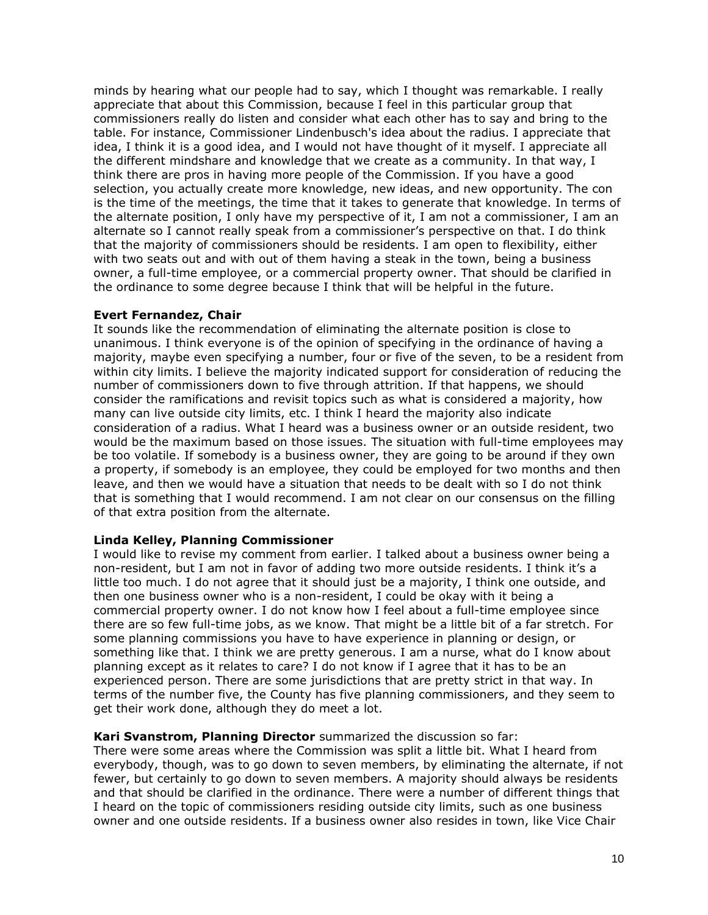minds by hearing what our people had to say, which I thought was remarkable. I really appreciate that about this Commission, because I feel in this particular group that commissioners really do listen and consider what each other has to say and bring to the table. For instance, Commissioner Lindenbusch's idea about the radius. I appreciate that idea, I think it is a good idea, and I would not have thought of it myself. I appreciate all the different mindshare and knowledge that we create as a community. In that way, I think there are pros in having more people of the Commission. If you have a good selection, you actually create more knowledge, new ideas, and new opportunity. The con is the time of the meetings, the time that it takes to generate that knowledge. In terms of the alternate position, I only have my perspective of it, I am not a commissioner, I am an alternate so I cannot really speak from a commissioner's perspective on that. I do think that the majority of commissioners should be residents. I am open to flexibility, either with two seats out and with out of them having a steak in the town, being a business owner, a full-time employee, or a commercial property owner. That should be clarified in the ordinance to some degree because I think that will be helpful in the future.

**Evert Fernandez, Chair**

It sounds like the recommendation of eliminating the alternate position is close to unanimous. I think everyone is of the opinion of specifying in the ordinance of having a majority, maybe even specifying a number, four or five of the seven, to be a resident from within city limits. I believe the majority indicated support for consideration of reducing the number of commissioners down to five through attrition. If that happens, we should consider the ramifications and revisit topics such as what is considered a majority, how many can live outside city limits, etc. I think I heard the majority also indicate consideration of a radius. What I heard was a business owner or an outside resident, two would be the maximum based on those issues. The situation with full-time employees may be too volatile. If somebody is a business owner, they are going to be around if they own a property, if somebody is an employee, they could be employed for two months and then leave, and then we would have a situation that needs to be dealt with so I do not think that is something that I would recommend. I am not clear on our consensus on the filling of that extra position from the alternate.

**Linda Kelley, Planning Commissioner**

I would like to revise my comment from earlier. I talked about a business owner being a non-resident, but I am not in favor of adding two more outside residents. I think it's a little too much. I do not agree that it should just be a majority, I think one outside, and then one business owner who is a non-resident, I could be okay with it being a commercial property owner. I do not know how I feel about a full-time employee since there are so few full-time jobs, as we know. That might be a little bit of a far stretch. For some planning commissions you have to have experience in planning or design, or something like that. I think we are pretty generous. I am a nurse, what do I know about planning except as it relates to care? I do not know if I agree that it has to be an experienced person. There are some jurisdictions that are pretty strict in that way. In terms of the number five, the County has five planning commissioners, and they seem to get their work done, although they do meet a lot.

**Kari Svanstrom, Planning Director** summarized the discussion so far:

There were some areas where the Commission was split a little bit. What I heard from everybody, though, was to go down to seven members, by eliminating the alternate, if not fewer, but certainly to go down to seven members. A majority should always be residents and that should be clarified in the ordinance. There were a number of different things that I heard on the topic of commissioners residing outside city limits, such as one business owner and one outside residents. If a business owner also resides in town, like Vice Chair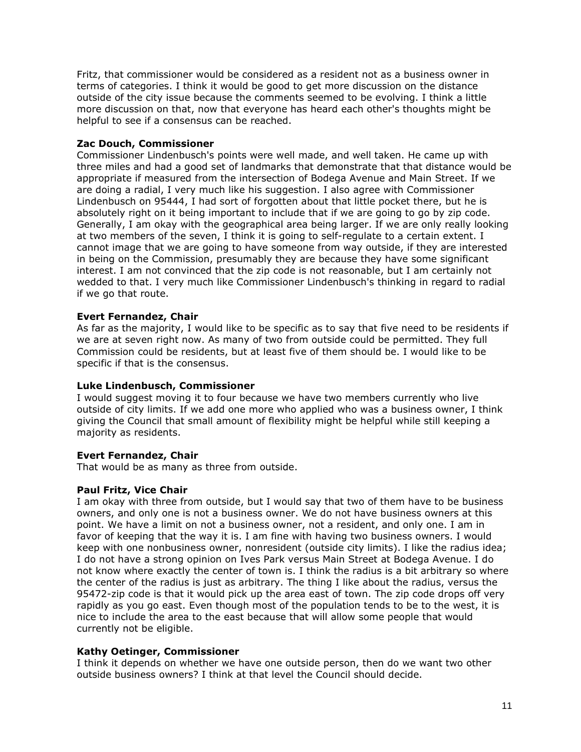Fritz, that commissioner would be considered as a resident not as a business owner in terms of categories. I think it would be good to get more discussion on the distance outside of the city issue because the comments seemed to be evolving. I think a little more discussion on that, now that everyone has heard each other's thoughts might be helpful to see if a consensus can be reached.

**Zac Douch, Commissioner**
Commissioner Lindenbusch's points were well made, and well taken. He came up with three miles and had a good set of landmarks that demonstrate that that distance would be appropriate if measured from the intersection of Bodega Avenue and Main Street. If we are doing a radial, I very much like his suggestion. I also agree with Commissioner Lindenbusch on 95444, I had sort of forgotten about that little pocket there, but he is absolutely right on it being important to include that if we are going to go by zip code. Generally, I am okay with the geographical area being larger. If we are only really looking at two members of the seven, I think it is going to self-regulate to a certain extent. I cannot image that we are going to have someone from way outside, if they are interested in being on the Commission, presumably they are because they have some significant interest. I am not convinced that the zip code is not reasonable, but I am certainly not wedded to that. I very much like Commissioner Lindenbusch's thinking in regard to radial if we go that route.

**Evert Fernandez, Chair**
As far as the majority, I would like to be specific as to say that five need to be residents if we are at seven right now. As many of two from outside could be permitted. They full Commission could be residents, but at least five of them should be. I would like to be specific if that is the consensus.

**Luke Lindenbusch, Commissioner**
I would suggest moving it to four because we have two members currently who live outside of city limits. If we add one more who applied who was a business owner, I think giving the Council that small amount of flexibility might be helpful while still keeping a majority as residents.

**Evert Fernandez, Chair**
That would be as many as three from outside.

**Paul Fritz, Vice Chair**
I am okay with three from outside, but I would say that two of them have to be business owners, and only one is not a business owner. We do not have business owners at this point. We have a limit on not a business owner, not a resident, and only one. I am in favor of keeping that the way it is. I am fine with having two business owners. I would keep with one nonbusiness owner, nonresident (outside city limits). I like the radius idea; I do not have a strong opinion on Ives Park versus Main Street at Bodega Avenue. I do not know where exactly the center of town is. I think the radius is a bit arbitrary so where the center of the radius is just as arbitrary. The thing I like about the radius, versus the 95472-zip code is that it would pick up the area east of town. The zip code drops off very rapidly as you go east. Even though most of the population tends to be to the west, it is nice to include the area to the east because that will allow some people that would currently not be eligible.

**Kathy Oetinger, Commissioner**
I think it depends on whether we have one outside person, then do we want two other outside business owners? I think at that level the Council should decide.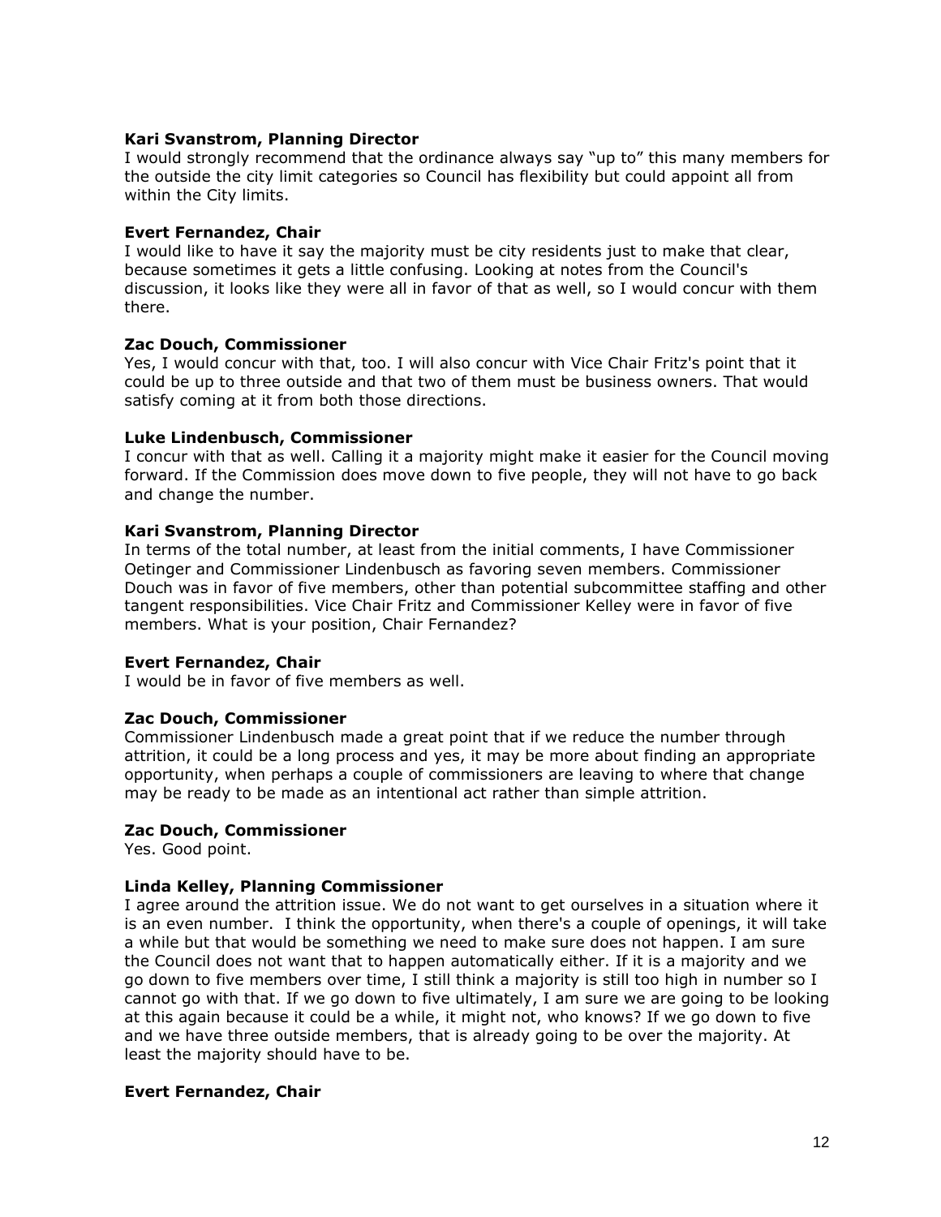**Kari Svanstrom, Planning Director**
I would strongly recommend that the ordinance always say "up to" this many members for the outside the city limit categories so Council has flexibility but could appoint all from within the City limits.

**Evert Fernandez, Chair**
I would like to have it say the majority must be city residents just to make that clear, because sometimes it gets a little confusing. Looking at notes from the Council's discussion, it looks like they were all in favor of that as well, so I would concur with them there.

**Zac Douch, Commissioner**
Yes, I would concur with that, too. I will also concur with Vice Chair Fritz's point that it could be up to three outside and that two of them must be business owners. That would satisfy coming at it from both those directions.

**Luke Lindenbusch, Commissioner**
I concur with that as well. Calling it a majority might make it easier for the Council moving forward. If the Commission does move down to five people, they will not have to go back and change the number.

**Kari Svanstrom, Planning Director**
In terms of the total number, at least from the initial comments, I have Commissioner Oetinger and Commissioner Lindenbusch as favoring seven members. Commissioner Douch was in favor of five members, other than potential subcommittee staffing and other tangent responsibilities. Vice Chair Fritz and Commissioner Kelley were in favor of five members. What is your position, Chair Fernandez?

**Evert Fernandez, Chair**
I would be in favor of five members as well.

**Zac Douch, Commissioner**
Commissioner Lindenbusch made a great point that if we reduce the number through attrition, it could be a long process and yes, it may be more about finding an appropriate opportunity, when perhaps a couple of commissioners are leaving to where that change may be ready to be made as an intentional act rather than simple attrition.

**Zac Douch, Commissioner**
Yes. Good point.

**Linda Kelley, Planning Commissioner**
I agree around the attrition issue. We do not want to get ourselves in a situation where it is an even number. I think the opportunity, when there's a couple of openings, it will take a while but that would be something we need to make sure does not happen. I am sure the Council does not want that to happen automatically either. If it is a majority and we go down to five members over time, I still think a majority is still too high in number so I cannot go with that. If we go down to five ultimately, I am sure we are going to be looking at this again because it could be a while, it might not, who knows? If we go down to five and we have three outside members, that is already going to be over the majority. At least the majority should have to be.

**Evert Fernandez, Chair**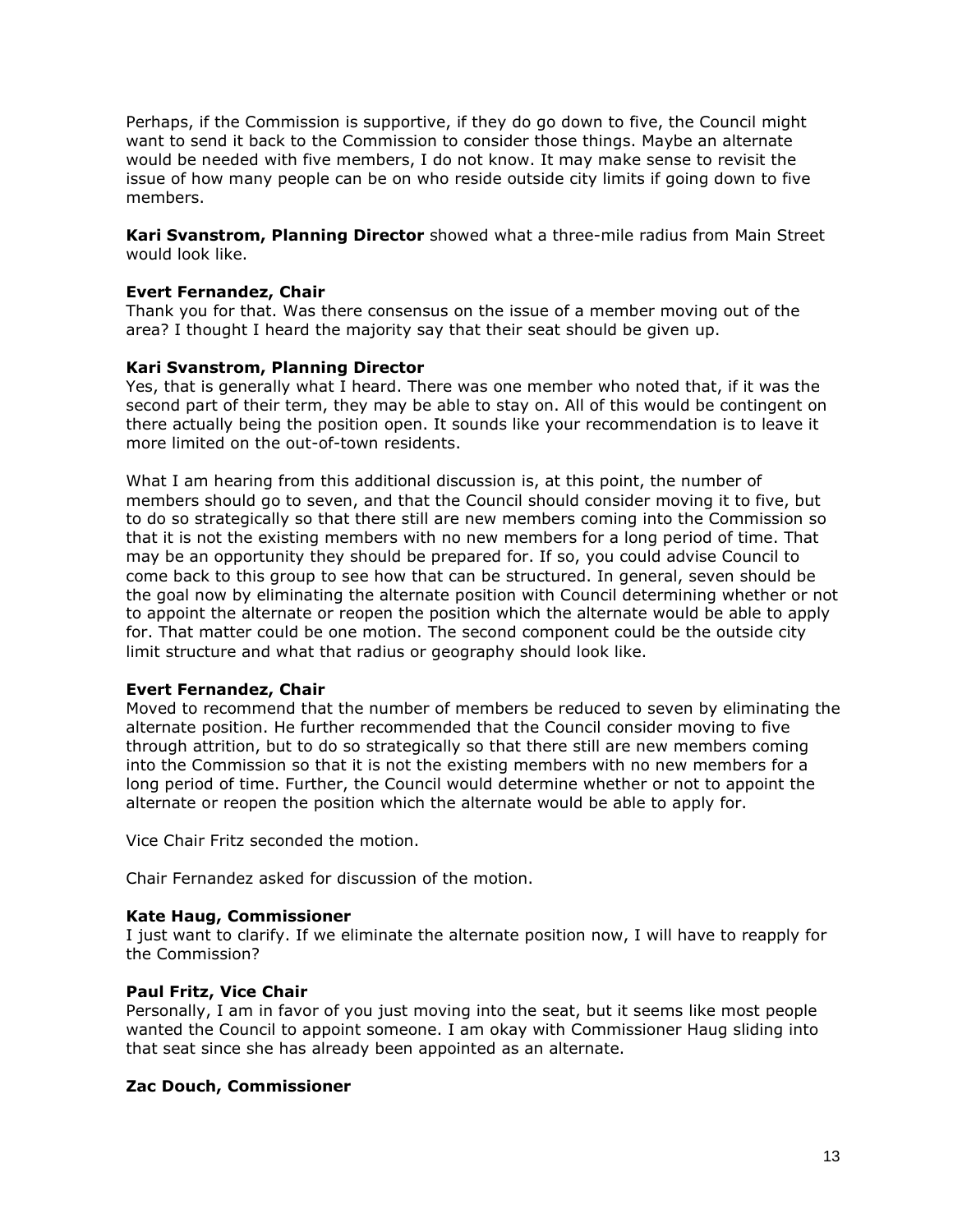Perhaps, if the Commission is supportive, if they do go down to five, the Council might want to send it back to the Commission to consider those things. Maybe an alternate would be needed with five members, I do not know. It may make sense to revisit the issue of how many people can be on who reside outside city limits if going down to five members.

**Kari Svanstrom, Planning Director** showed what a three-mile radius from Main Street would look like.

**Evert Fernandez, Chair**
Thank you for that. Was there consensus on the issue of a member moving out of the area? I thought I heard the majority say that their seat should be given up.

**Kari Svanstrom, Planning Director**
Yes, that is generally what I heard. There was one member who noted that, if it was the second part of their term, they may be able to stay on. All of this would be contingent on there actually being the position open. It sounds like your recommendation is to leave it more limited on the out-of-town residents.

What I am hearing from this additional discussion is, at this point, the number of members should go to seven, and that the Council should consider moving it to five, but to do so strategically so that there still are new members coming into the Commission so that it is not the existing members with no new members for a long period of time. That may be an opportunity they should be prepared for. If so, you could advise Council to come back to this group to see how that can be structured. In general, seven should be the goal now by eliminating the alternate position with Council determining whether or not to appoint the alternate or reopen the position which the alternate would be able to apply for. That matter could be one motion. The second component could be the outside city limit structure and what that radius or geography should look like.

**Evert Fernandez, Chair**
Moved to recommend that the number of members be reduced to seven by eliminating the alternate position. He further recommended that the Council consider moving to five through attrition, but to do so strategically so that there still are new members coming into the Commission so that it is not the existing members with no new members for a long period of time. Further, the Council would determine whether or not to appoint the alternate or reopen the position which the alternate would be able to apply for.

Vice Chair Fritz seconded the motion.

Chair Fernandez asked for discussion of the motion.

**Kate Haug, Commissioner**
I just want to clarify. If we eliminate the alternate position now, I will have to reapply for the Commission?

**Paul Fritz, Vice Chair**
Personally, I am in favor of you just moving into the seat, but it seems like most people wanted the Council to appoint someone. I am okay with Commissioner Haug sliding into that seat since she has already been appointed as an alternate.

**Zac Douch, Commissioner**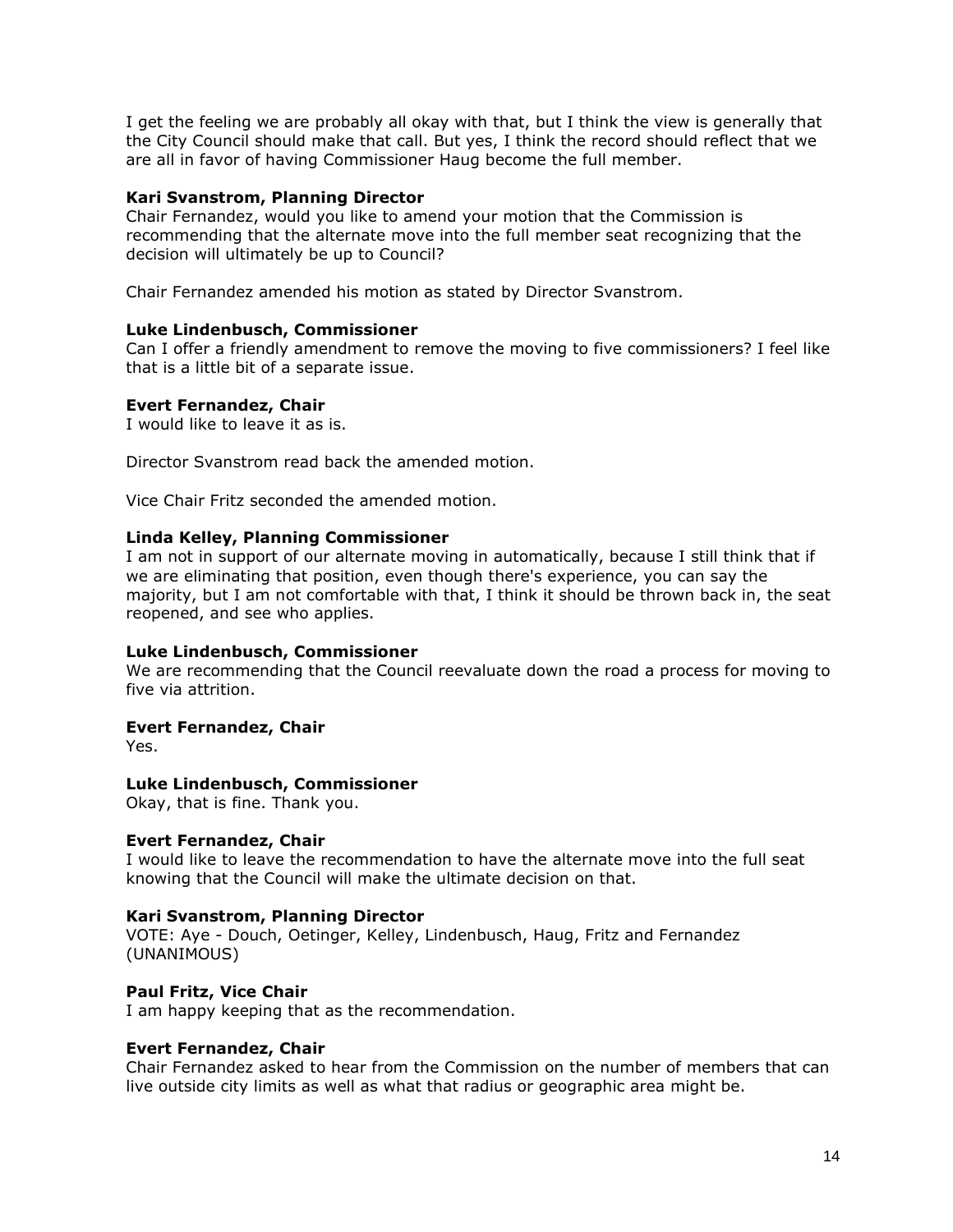I get the feeling we are probably all okay with that, but I think the view is generally that the City Council should make that call. But yes, I think the record should reflect that we are all in favor of having Commissioner Haug become the full member.

**Kari Svanstrom, Planning Director**
Chair Fernandez, would you like to amend your motion that the Commission is recommending that the alternate move into the full member seat recognizing that the decision will ultimately be up to Council?

Chair Fernandez amended his motion as stated by Director Svanstrom.

**Luke Lindenbusch, Commissioner**
Can I offer a friendly amendment to remove the moving to five commissioners? I feel like that is a little bit of a separate issue.

**Evert Fernandez, Chair**
I would like to leave it as is.

Director Svanstrom read back the amended motion.

Vice Chair Fritz seconded the amended motion.

**Linda Kelley, Planning Commissioner**
I am not in support of our alternate moving in automatically, because I still think that if we are eliminating that position, even though there's experience, you can say the majority, but I am not comfortable with that, I think it should be thrown back in, the seat reopened, and see who applies.

**Luke Lindenbusch, Commissioner**
We are recommending that the Council reevaluate down the road a process for moving to five via attrition.

**Evert Fernandez, Chair**
Yes.

**Luke Lindenbusch, Commissioner**
Okay, that is fine. Thank you.

**Evert Fernandez, Chair**
I would like to leave the recommendation to have the alternate move into the full seat knowing that the Council will make the ultimate decision on that.

**Kari Svanstrom, Planning Director**
VOTE: Aye - Douch, Oetinger, Kelley, Lindenbusch, Haug, Fritz and Fernandez (UNANIMOUS)

**Paul Fritz, Vice Chair**
I am happy keeping that as the recommendation.

**Evert Fernandez, Chair**
Chair Fernandez asked to hear from the Commission on the number of members that can live outside city limits as well as what that radius or geographic area might be.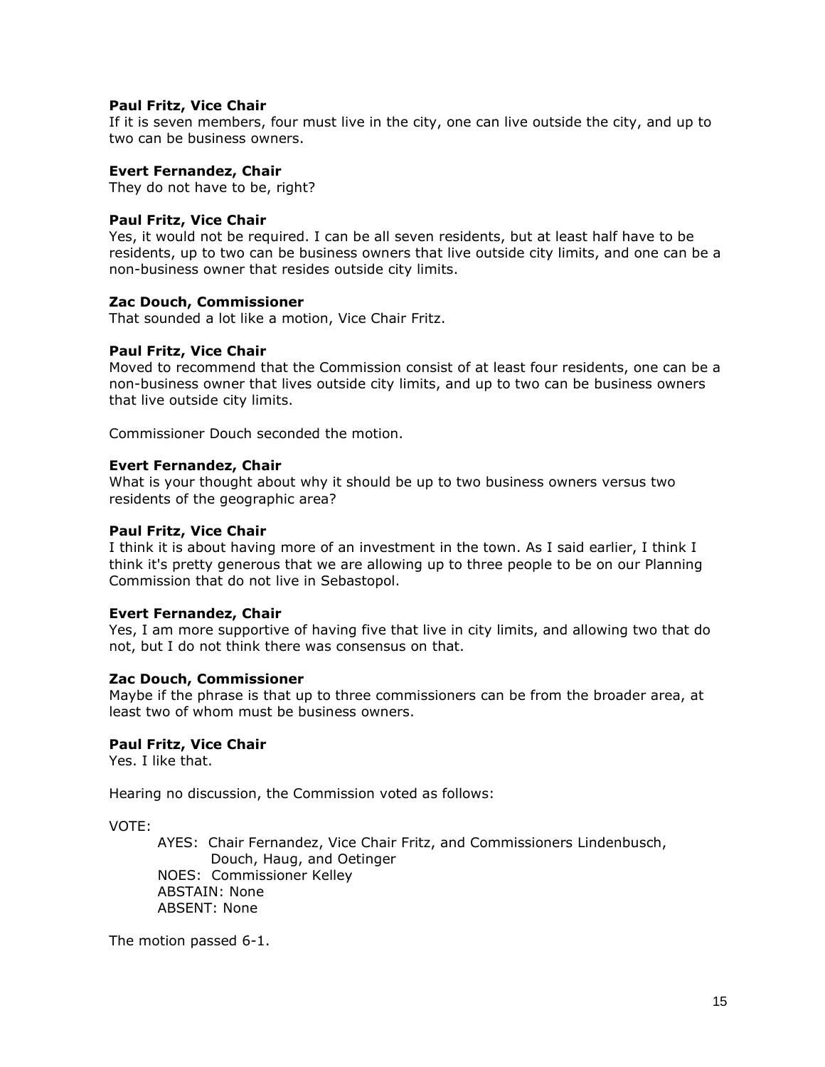**Paul Fritz, Vice Chair**
If it is seven members, four must live in the city, one can live outside the city, and up to two can be business owners.

**Evert Fernandez, Chair**
They do not have to be, right?

**Paul Fritz, Vice Chair**
Yes, it would not be required. I can be all seven residents, but at least half have to be residents, up to two can be business owners that live outside city limits, and one can be a non-business owner that resides outside city limits.

**Zac Douch, Commissioner**
That sounded a lot like a motion, Vice Chair Fritz.

**Paul Fritz, Vice Chair**
Moved to recommend that the Commission consist of at least four residents, one can be a non-business owner that lives outside city limits, and up to two can be business owners that live outside city limits.

Commissioner Douch seconded the motion.

**Evert Fernandez, Chair**
What is your thought about why it should be up to two business owners versus two residents of the geographic area?

**Paul Fritz, Vice Chair**
I think it is about having more of an investment in the town. As I said earlier, I think I think it's pretty generous that we are allowing up to three people to be on our Planning Commission that do not live in Sebastopol.

**Evert Fernandez, Chair**
Yes, I am more supportive of having five that live in city limits, and allowing two that do not, but I do not think there was consensus on that.

**Zac Douch, Commissioner**
Maybe if the phrase is that up to three commissioners can be from the broader area, at least two of whom must be business owners.

**Paul Fritz, Vice Chair**
Yes. I like that.

Hearing no discussion, the Commission voted as follows:

VOTE:

AYES: Chair Fernandez, Vice Chair Fritz, and Commissioners Lindenbusch, Douch, Haug, and Oetinger
NOES: Commissioner Kelley
ABSTAIN: None
ABSENT: None

The motion passed 6-1.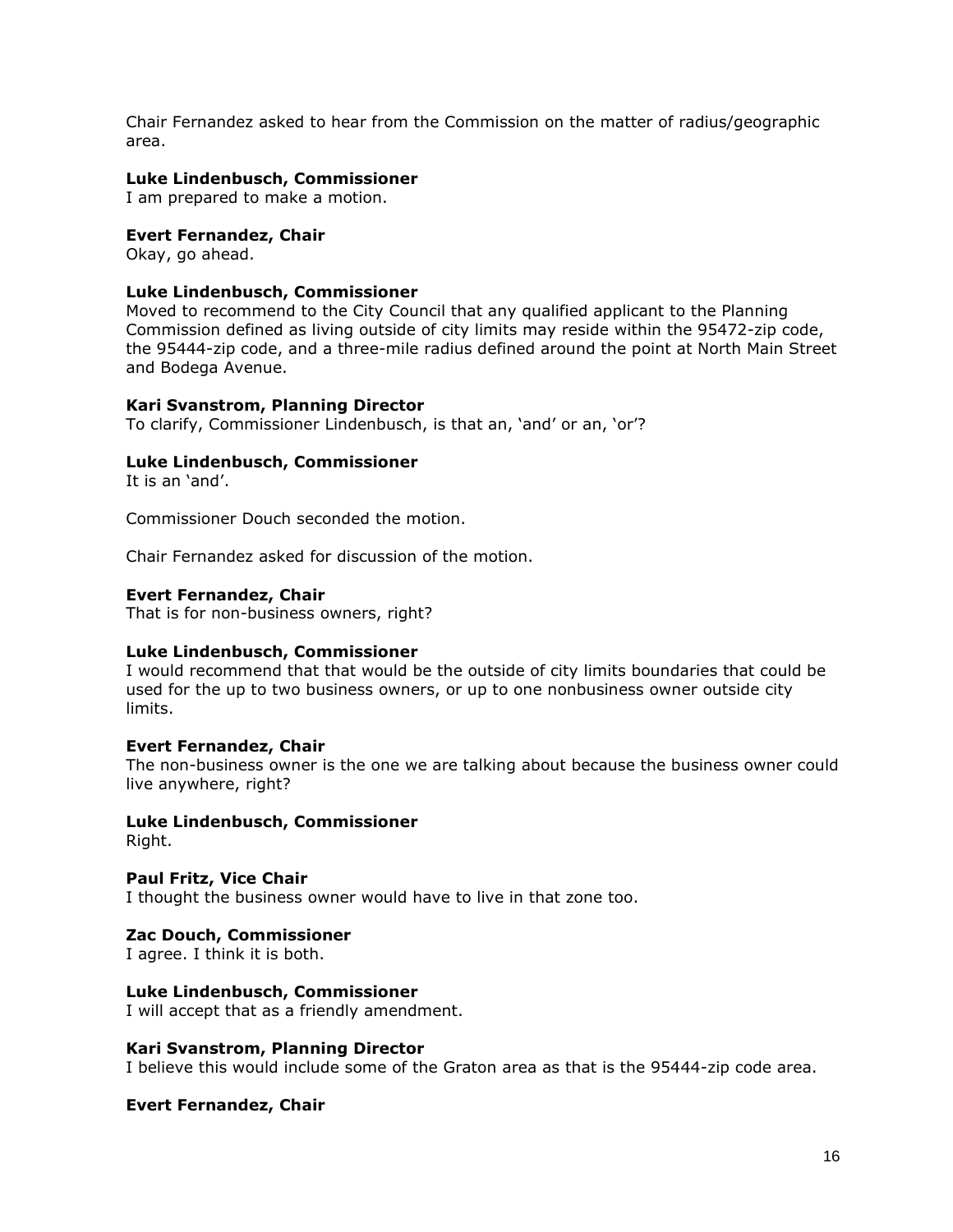Chair Fernandez asked to hear from the Commission on the matter of radius/geographic area.

**Luke Lindenbusch, Commissioner**
I am prepared to make a motion.

**Evert Fernandez, Chair**
Okay, go ahead.

**Luke Lindenbusch, Commissioner**
Moved to recommend to the City Council that any qualified applicant to the Planning Commission defined as living outside of city limits may reside within the 95472-zip code, the 95444-zip code, and a three-mile radius defined around the point at North Main Street and Bodega Avenue.

**Kari Svanstrom, Planning Director**
To clarify, Commissioner Lindenbusch, is that an, 'and' or an, 'or'?

**Luke Lindenbusch, Commissioner**
It is an 'and'.

Commissioner Douch seconded the motion.

Chair Fernandez asked for discussion of the motion.

**Evert Fernandez, Chair**
That is for non-business owners, right?

**Luke Lindenbusch, Commissioner**
I would recommend that that would be the outside of city limits boundaries that could be used for the up to two business owners, or up to one nonbusiness owner outside city limits.

**Evert Fernandez, Chair**
The non-business owner is the one we are talking about because the business owner could live anywhere, right?

**Luke Lindenbusch, Commissioner**
Right.

**Paul Fritz, Vice Chair**
I thought the business owner would have to live in that zone too.

**Zac Douch, Commissioner**
I agree. I think it is both.

**Luke Lindenbusch, Commissioner**
I will accept that as a friendly amendment.

**Kari Svanstrom, Planning Director**
I believe this would include some of the Graton area as that is the 95444-zip code area.

**Evert Fernandez, Chair**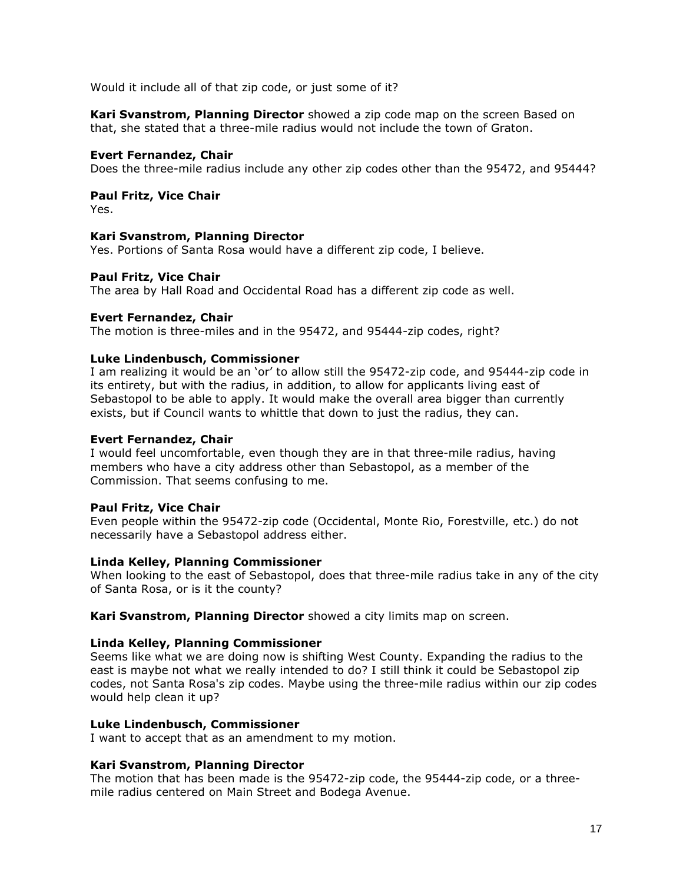Would it include all of that zip code, or just some of it?

**Kari Svanstrom, Planning Director** showed a zip code map on the screen Based on that, she stated that a three-mile radius would not include the town of Graton.

**Evert Fernandez, Chair**
Does the three-mile radius include any other zip codes other than the 95472, and 95444?

**Paul Fritz, Vice Chair**
Yes.

**Kari Svanstrom, Planning Director**
Yes. Portions of Santa Rosa would have a different zip code, I believe.

**Paul Fritz, Vice Chair**
The area by Hall Road and Occidental Road has a different zip code as well.

**Evert Fernandez, Chair**
The motion is three-miles and in the 95472, and 95444-zip codes, right?

**Luke Lindenbusch, Commissioner**
I am realizing it would be an 'or' to allow still the 95472-zip code, and 95444-zip code in its entirety, but with the radius, in addition, to allow for applicants living east of Sebastopol to be able to apply. It would make the overall area bigger than currently exists, but if Council wants to whittle that down to just the radius, they can.

**Evert Fernandez, Chair**
I would feel uncomfortable, even though they are in that three-mile radius, having members who have a city address other than Sebastopol, as a member of the Commission. That seems confusing to me.

**Paul Fritz, Vice Chair**
Even people within the 95472-zip code (Occidental, Monte Rio, Forestville, etc.) do not necessarily have a Sebastopol address either.

**Linda Kelley, Planning Commissioner**
When looking to the east of Sebastopol, does that three-mile radius take in any of the city of Santa Rosa, or is it the county?

**Kari Svanstrom, Planning Director** showed a city limits map on screen.

**Linda Kelley, Planning Commissioner**
Seems like what we are doing now is shifting West County. Expanding the radius to the east is maybe not what we really intended to do? I still think it could be Sebastopol zip codes, not Santa Rosa's zip codes. Maybe using the three-mile radius within our zip codes would help clean it up?

**Luke Lindenbusch, Commissioner**
I want to accept that as an amendment to my motion.

**Kari Svanstrom, Planning Director**
The motion that has been made is the 95472-zip code, the 95444-zip code, or a three-mile radius centered on Main Street and Bodega Avenue.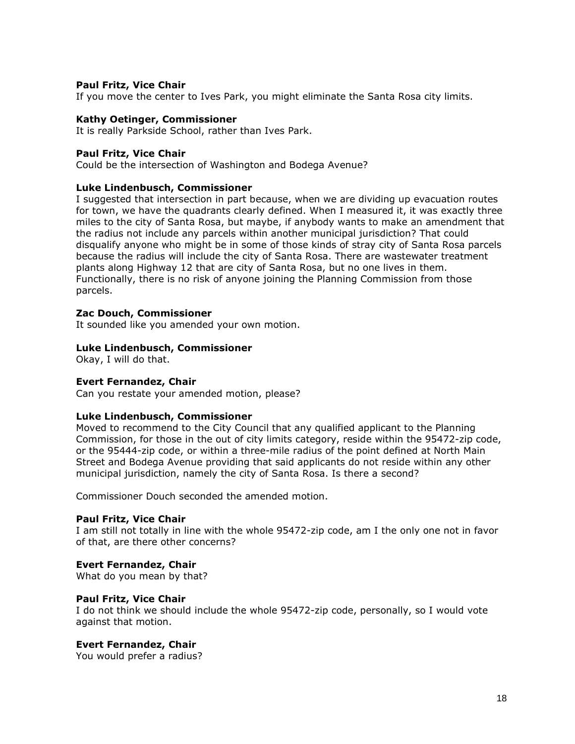**Paul Fritz, Vice Chair**
If you move the center to Ives Park, you might eliminate the Santa Rosa city limits.

**Kathy Oetinger, Commissioner**
It is really Parkside School, rather than Ives Park.

**Paul Fritz, Vice Chair**
Could be the intersection of Washington and Bodega Avenue?

**Luke Lindenbusch, Commissioner**
I suggested that intersection in part because, when we are dividing up evacuation routes for town, we have the quadrants clearly defined. When I measured it, it was exactly three miles to the city of Santa Rosa, but maybe, if anybody wants to make an amendment that the radius not include any parcels within another municipal jurisdiction? That could disqualify anyone who might be in some of those kinds of stray city of Santa Rosa parcels because the radius will include the city of Santa Rosa. There are wastewater treatment plants along Highway 12 that are city of Santa Rosa, but no one lives in them. Functionally, there is no risk of anyone joining the Planning Commission from those parcels.

**Zac Douch, Commissioner**
It sounded like you amended your own motion.

**Luke Lindenbusch, Commissioner**
Okay, I will do that.

**Evert Fernandez, Chair**
Can you restate your amended motion, please?

**Luke Lindenbusch, Commissioner**
Moved to recommend to the City Council that any qualified applicant to the Planning Commission, for those in the out of city limits category, reside within the 95472-zip code, or the 95444-zip code, or within a three-mile radius of the point defined at North Main Street and Bodega Avenue providing that said applicants do not reside within any other municipal jurisdiction, namely the city of Santa Rosa. Is there a second?

Commissioner Douch seconded the amended motion.

**Paul Fritz, Vice Chair**
I am still not totally in line with the whole 95472-zip code, am I the only one not in favor of that, are there other concerns?

**Evert Fernandez, Chair**
What do you mean by that?

**Paul Fritz, Vice Chair**
I do not think we should include the whole 95472-zip code, personally, so I would vote against that motion.

**Evert Fernandez, Chair**
You would prefer a radius?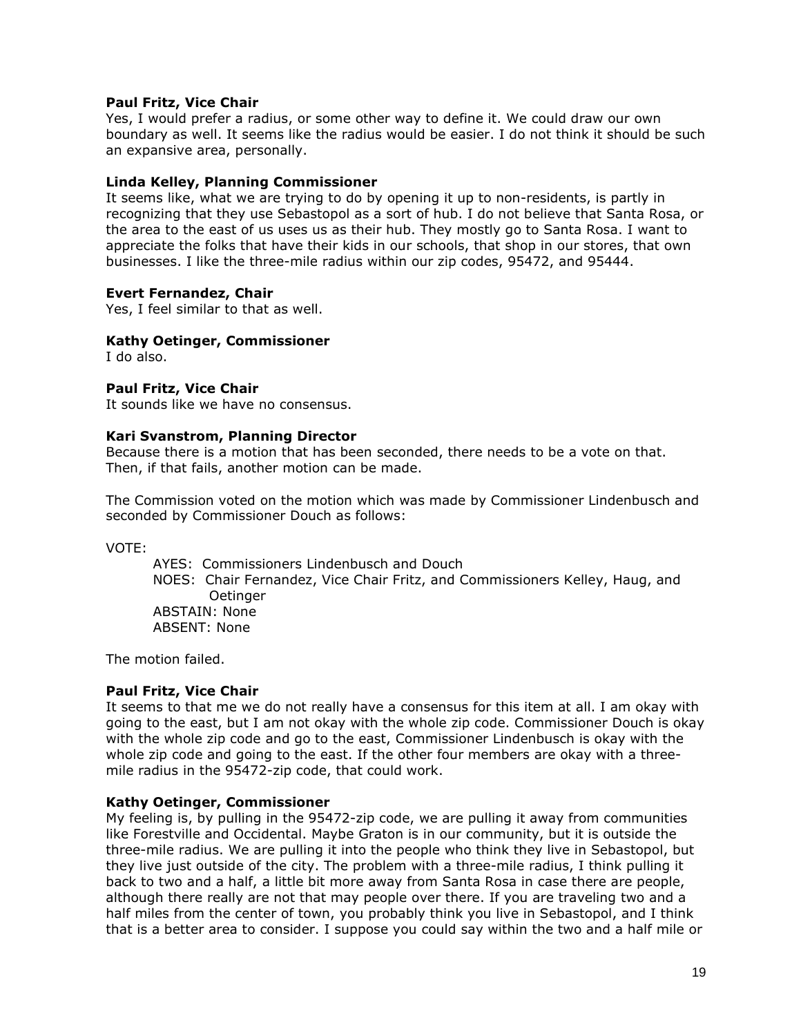**Paul Fritz, Vice Chair**
Yes, I would prefer a radius, or some other way to define it. We could draw our own boundary as well. It seems like the radius would be easier. I do not think it should be such an expansive area, personally.

**Linda Kelley, Planning Commissioner**
It seems like, what we are trying to do by opening it up to non-residents, is partly in recognizing that they use Sebastopol as a sort of hub. I do not believe that Santa Rosa, or the area to the east of us uses us as their hub. They mostly go to Santa Rosa. I want to appreciate the folks that have their kids in our schools, that shop in our stores, that own businesses. I like the three-mile radius within our zip codes, 95472, and 95444.

**Evert Fernandez, Chair**
Yes, I feel similar to that as well.

**Kathy Oetinger, Commissioner**
I do also.

**Paul Fritz, Vice Chair**
It sounds like we have no consensus.

**Kari Svanstrom, Planning Director**
Because there is a motion that has been seconded, there needs to be a vote on that. Then, if that fails, another motion can be made.

The Commission voted on the motion which was made by Commissioner Lindenbusch and seconded by Commissioner Douch as follows:

VOTE:

AYES: Commissioners Lindenbusch and Douch
NOES: Chair Fernandez, Vice Chair Fritz, and Commissioners Kelley, Haug, and Oetinger
ABSTAIN: None
ABSENT: None

The motion failed.

**Paul Fritz, Vice Chair**
It seems to that me we do not really have a consensus for this item at all. I am okay with going to the east, but I am not okay with the whole zip code. Commissioner Douch is okay with the whole zip code and go to the east, Commissioner Lindenbusch is okay with the whole zip code and going to the east. If the other four members are okay with a three-mile radius in the 95472-zip code, that could work.

**Kathy Oetinger, Commissioner**
My feeling is, by pulling in the 95472-zip code, we are pulling it away from communities like Forestville and Occidental. Maybe Graton is in our community, but it is outside the three-mile radius. We are pulling it into the people who think they live in Sebastopol, but they live just outside of the city. The problem with a three-mile radius, I think pulling it back to two and a half, a little bit more away from Santa Rosa in case there are people, although there really are not that may people over there. If you are traveling two and a half miles from the center of town, you probably think you live in Sebastopol, and I think that is a better area to consider. I suppose you could say within the two and a half mile or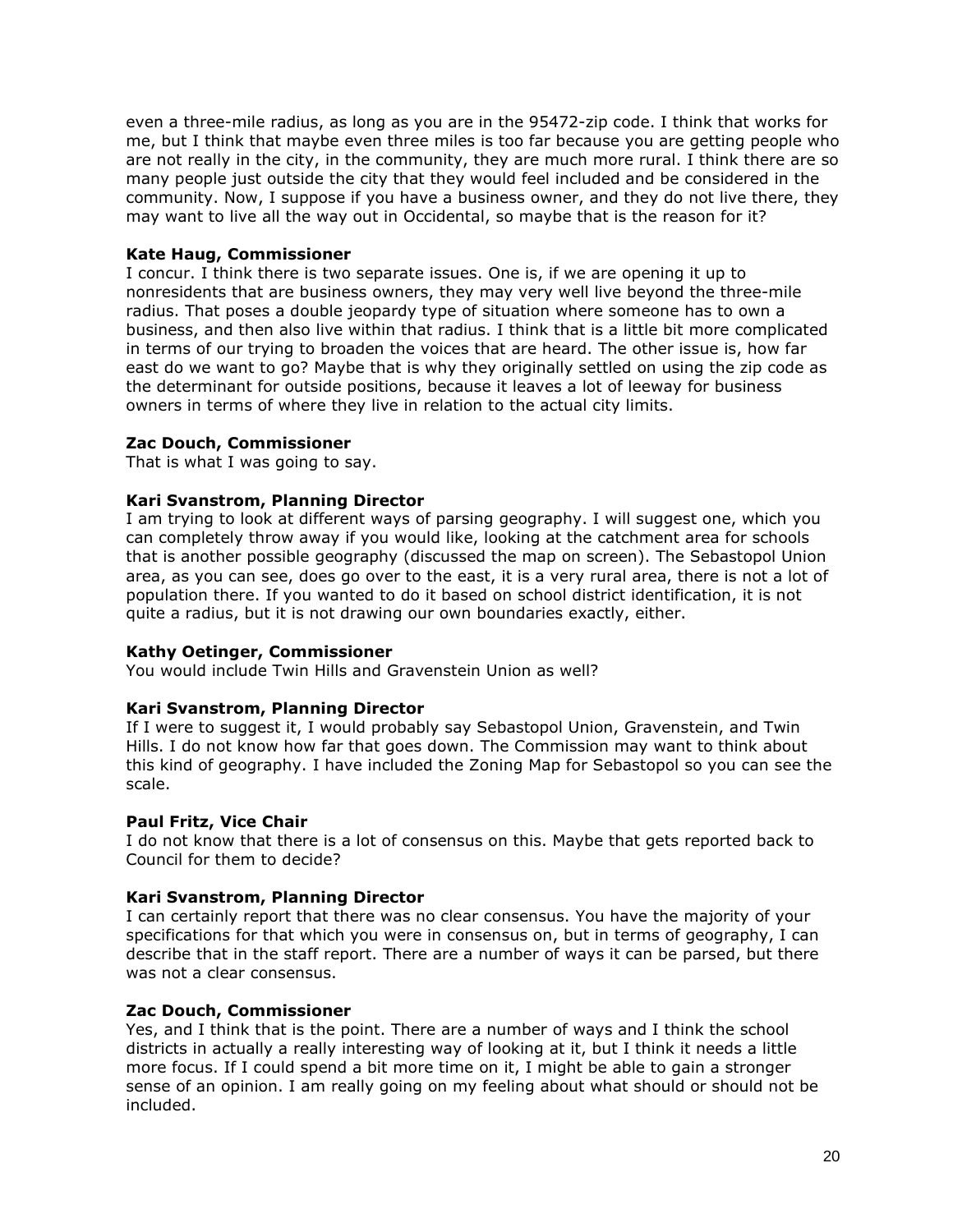even a three-mile radius, as long as you are in the 95472-zip code. I think that works for me, but I think that maybe even three miles is too far because you are getting people who are not really in the city, in the community, they are much more rural. I think there are so many people just outside the city that they would feel included and be considered in the community. Now, I suppose if you have a business owner, and they do not live there, they may want to live all the way out in Occidental, so maybe that is the reason for it?

**Kate Haug, Commissioner**
I concur. I think there is two separate issues. One is, if we are opening it up to nonresidents that are business owners, they may very well live beyond the three-mile radius. That poses a double jeopardy type of situation where someone has to own a business, and then also live within that radius. I think that is a little bit more complicated in terms of our trying to broaden the voices that are heard. The other issue is, how far east do we want to go? Maybe that is why they originally settled on using the zip code as the determinant for outside positions, because it leaves a lot of leeway for business owners in terms of where they live in relation to the actual city limits.

**Zac Douch, Commissioner**
That is what I was going to say.

**Kari Svanstrom, Planning Director**
I am trying to look at different ways of parsing geography. I will suggest one, which you can completely throw away if you would like, looking at the catchment area for schools that is another possible geography (discussed the map on screen). The Sebastopol Union area, as you can see, does go over to the east, it is a very rural area, there is not a lot of population there. If you wanted to do it based on school district identification, it is not quite a radius, but it is not drawing our own boundaries exactly, either.

**Kathy Oetinger, Commissioner**
You would include Twin Hills and Gravenstein Union as well?

**Kari Svanstrom, Planning Director**
If I were to suggest it, I would probably say Sebastopol Union, Gravenstein, and Twin Hills. I do not know how far that goes down. The Commission may want to think about this kind of geography. I have included the Zoning Map for Sebastopol so you can see the scale.

**Paul Fritz, Vice Chair**
I do not know that there is a lot of consensus on this. Maybe that gets reported back to Council for them to decide?

**Kari Svanstrom, Planning Director**
I can certainly report that there was no clear consensus. You have the majority of your specifications for that which you were in consensus on, but in terms of geography, I can describe that in the staff report. There are a number of ways it can be parsed, but there was not a clear consensus.

**Zac Douch, Commissioner**
Yes, and I think that is the point. There are a number of ways and I think the school districts in actually a really interesting way of looking at it, but I think it needs a little more focus. If I could spend a bit more time on it, I might be able to gain a stronger sense of an opinion. I am really going on my feeling about what should or should not be included.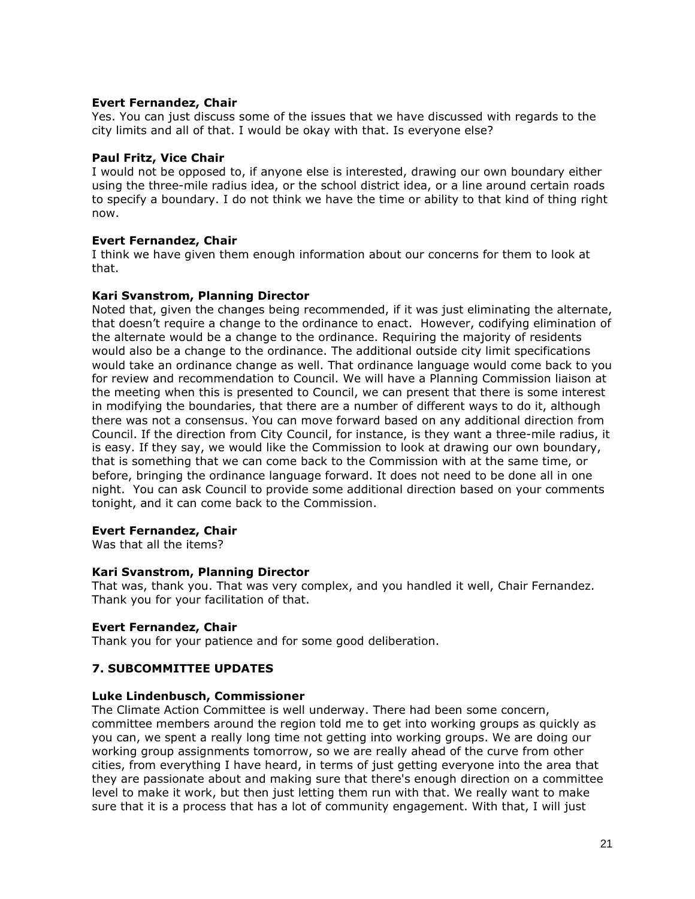**Evert Fernandez, Chair**
Yes. You can just discuss some of the issues that we have discussed with regards to the city limits and all of that. I would be okay with that. Is everyone else?

**Paul Fritz, Vice Chair**
I would not be opposed to, if anyone else is interested, drawing our own boundary either using the three-mile radius idea, or the school district idea, or a line around certain roads to specify a boundary. I do not think we have the time or ability to that kind of thing right now.

**Evert Fernandez, Chair**
I think we have given them enough information about our concerns for them to look at that.

**Kari Svanstrom, Planning Director**
Noted that, given the changes being recommended, if it was just eliminating the alternate, that doesn't require a change to the ordinance to enact. However, codifying elimination of the alternate would be a change to the ordinance. Requiring the majority of residents would also be a change to the ordinance. The additional outside city limit specifications would take an ordinance change as well. That ordinance language would come back to you for review and recommendation to Council. We will have a Planning Commission liaison at the meeting when this is presented to Council, we can present that there is some interest in modifying the boundaries, that there are a number of different ways to do it, although there was not a consensus. You can move forward based on any additional direction from Council. If the direction from City Council, for instance, is they want a three-mile radius, it is easy. If they say, we would like the Commission to look at drawing our own boundary, that is something that we can come back to the Commission with at the same time, or before, bringing the ordinance language forward. It does not need to be done all in one night. You can ask Council to provide some additional direction based on your comments tonight, and it can come back to the Commission.

**Evert Fernandez, Chair**
Was that all the items?

**Kari Svanstrom, Planning Director**
That was, thank you. That was very complex, and you handled it well, Chair Fernandez. Thank you for your facilitation of that.

**Evert Fernandez, Chair**
Thank you for your patience and for some good deliberation.

## 7. SUBCOMMITTEE UPDATES

**Luke Lindenbusch, Commissioner**
The Climate Action Committee is well underway. There had been some concern, committee members around the region told me to get into working groups as quickly as you can, we spent a really long time not getting into working groups. We are doing our working group assignments tomorrow, so we are really ahead of the curve from other cities, from everything I have heard, in terms of just getting everyone into the area that they are passionate about and making sure that there's enough direction on a committee level to make it work, but then just letting them run with that. We really want to make sure that it is a process that has a lot of community engagement. With that, I will just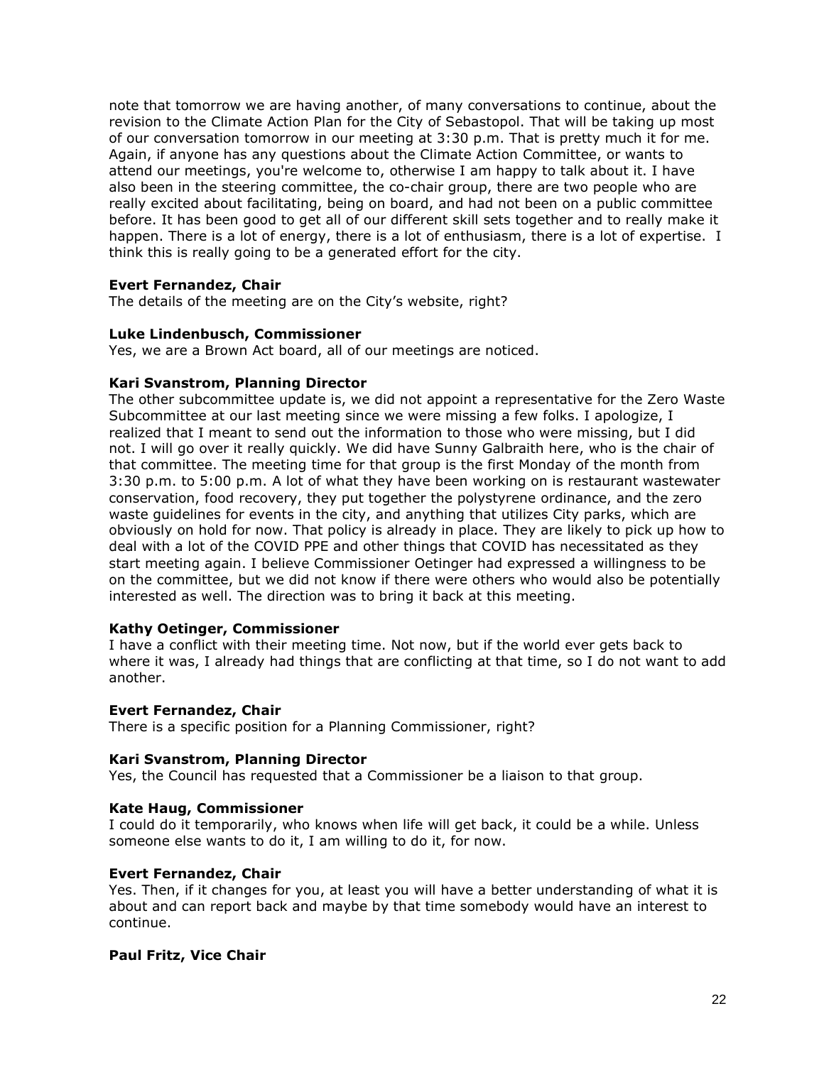note that tomorrow we are having another, of many conversations to continue, about the revision to the Climate Action Plan for the City of Sebastopol. That will be taking up most of our conversation tomorrow in our meeting at 3:30 p.m. That is pretty much it for me. Again, if anyone has any questions about the Climate Action Committee, or wants to attend our meetings, you're welcome to, otherwise I am happy to talk about it. I have also been in the steering committee, the co-chair group, there are two people who are really excited about facilitating, being on board, and had not been on a public committee before. It has been good to get all of our different skill sets together and to really make it happen. There is a lot of energy, there is a lot of enthusiasm, there is a lot of expertise. I think this is really going to be a generated effort for the city.

**Evert Fernandez, Chair**
The details of the meeting are on the City's website, right?

**Luke Lindenbusch, Commissioner**
Yes, we are a Brown Act board, all of our meetings are noticed.

**Kari Svanstrom, Planning Director**
The other subcommittee update is, we did not appoint a representative for the Zero Waste Subcommittee at our last meeting since we were missing a few folks. I apologize, I realized that I meant to send out the information to those who were missing, but I did not. I will go over it really quickly. We did have Sunny Galbraith here, who is the chair of that committee. The meeting time for that group is the first Monday of the month from 3:30 p.m. to 5:00 p.m. A lot of what they have been working on is restaurant wastewater conservation, food recovery, they put together the polystyrene ordinance, and the zero waste guidelines for events in the city, and anything that utilizes City parks, which are obviously on hold for now. That policy is already in place. They are likely to pick up how to deal with a lot of the COVID PPE and other things that COVID has necessitated as they start meeting again. I believe Commissioner Oetinger had expressed a willingness to be on the committee, but we did not know if there were others who would also be potentially interested as well. The direction was to bring it back at this meeting.

**Kathy Oetinger, Commissioner**
I have a conflict with their meeting time. Not now, but if the world ever gets back to where it was, I already had things that are conflicting at that time, so I do not want to add another.

**Evert Fernandez, Chair**
There is a specific position for a Planning Commissioner, right?

**Kari Svanstrom, Planning Director**
Yes, the Council has requested that a Commissioner be a liaison to that group.

**Kate Haug, Commissioner**
I could do it temporarily, who knows when life will get back, it could be a while. Unless someone else wants to do it, I am willing to do it, for now.

**Evert Fernandez, Chair**
Yes. Then, if it changes for you, at least you will have a better understanding of what it is about and can report back and maybe by that time somebody would have an interest to continue.

**Paul Fritz, Vice Chair**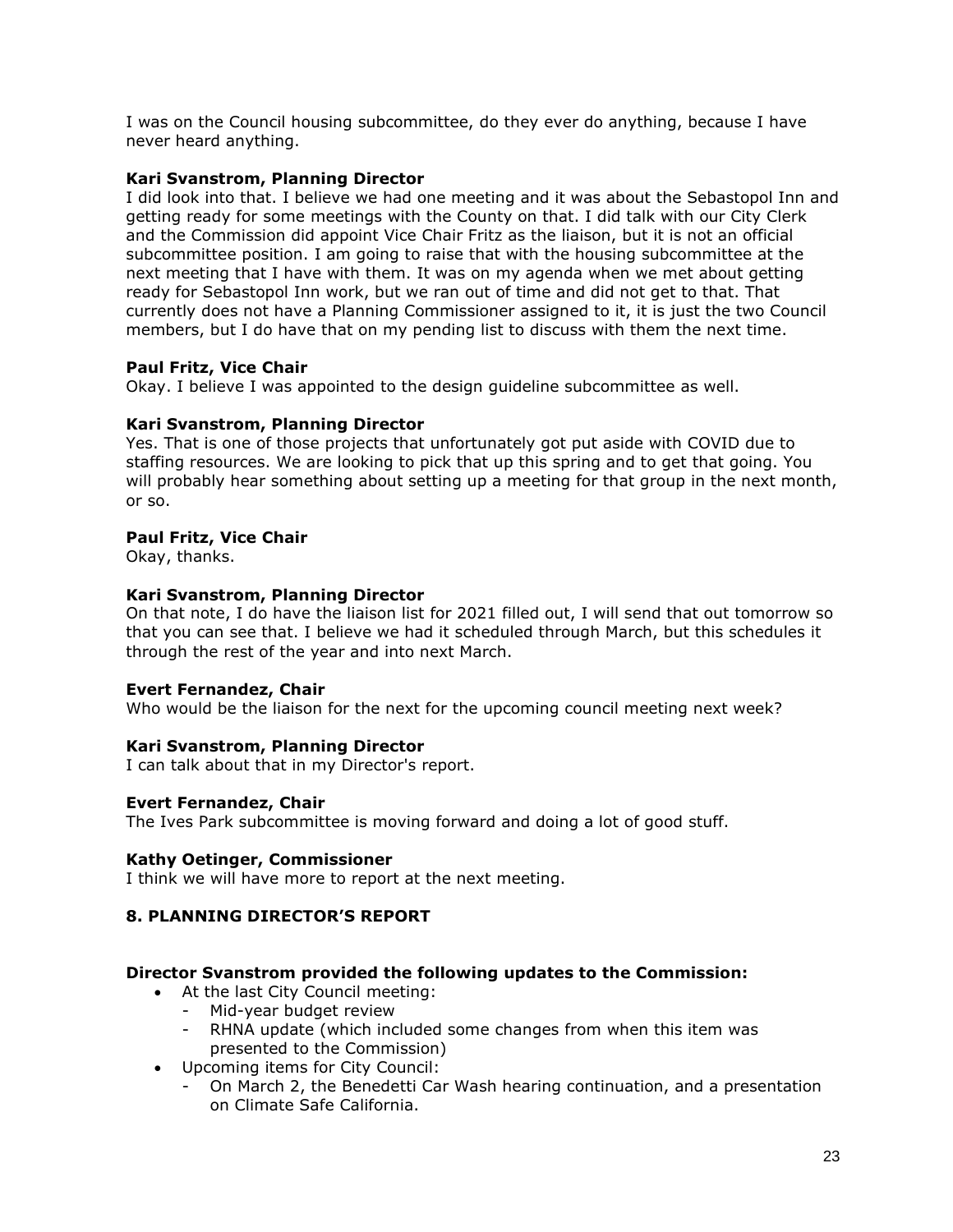I was on the Council housing subcommittee, do they ever do anything, because I have never heard anything.

**Kari Svanstrom, Planning Director**
I did look into that. I believe we had one meeting and it was about the Sebastopol Inn and getting ready for some meetings with the County on that. I did talk with our City Clerk and the Commission did appoint Vice Chair Fritz as the liaison, but it is not an official subcommittee position. I am going to raise that with the housing subcommittee at the next meeting that I have with them. It was on my agenda when we met about getting ready for Sebastopol Inn work, but we ran out of time and did not get to that. That currently does not have a Planning Commissioner assigned to it, it is just the two Council members, but I do have that on my pending list to discuss with them the next time.

**Paul Fritz, Vice Chair**
Okay. I believe I was appointed to the design guideline subcommittee as well.

**Kari Svanstrom, Planning Director**
Yes. That is one of those projects that unfortunately got put aside with COVID due to staffing resources. We are looking to pick that up this spring and to get that going. You will probably hear something about setting up a meeting for that group in the next month, or so.

**Paul Fritz, Vice Chair**
Okay, thanks.

**Kari Svanstrom, Planning Director**
On that note, I do have the liaison list for 2021 filled out, I will send that out tomorrow so that you can see that. I believe we had it scheduled through March, but this schedules it through the rest of the year and into next March.

**Evert Fernandez, Chair**
Who would be the liaison for the next for the upcoming council meeting next week?

**Kari Svanstrom, Planning Director**
I can talk about that in my Director's report.

**Evert Fernandez, Chair**
The Ives Park subcommittee is moving forward and doing a lot of good stuff.

**Kathy Oetinger, Commissioner**
I think we will have more to report at the next meeting.

## 8. PLANNING DIRECTOR'S REPORT

**Director Svanstrom provided the following updates to the Commission:**

- At the last City Council meeting:
  - Mid-year budget review
  - RHNA update (which included some changes from when this item was presented to the Commission)
- Upcoming items for City Council:
  - On March 2, the Benedetti Car Wash hearing continuation, and a presentation on Climate Safe California.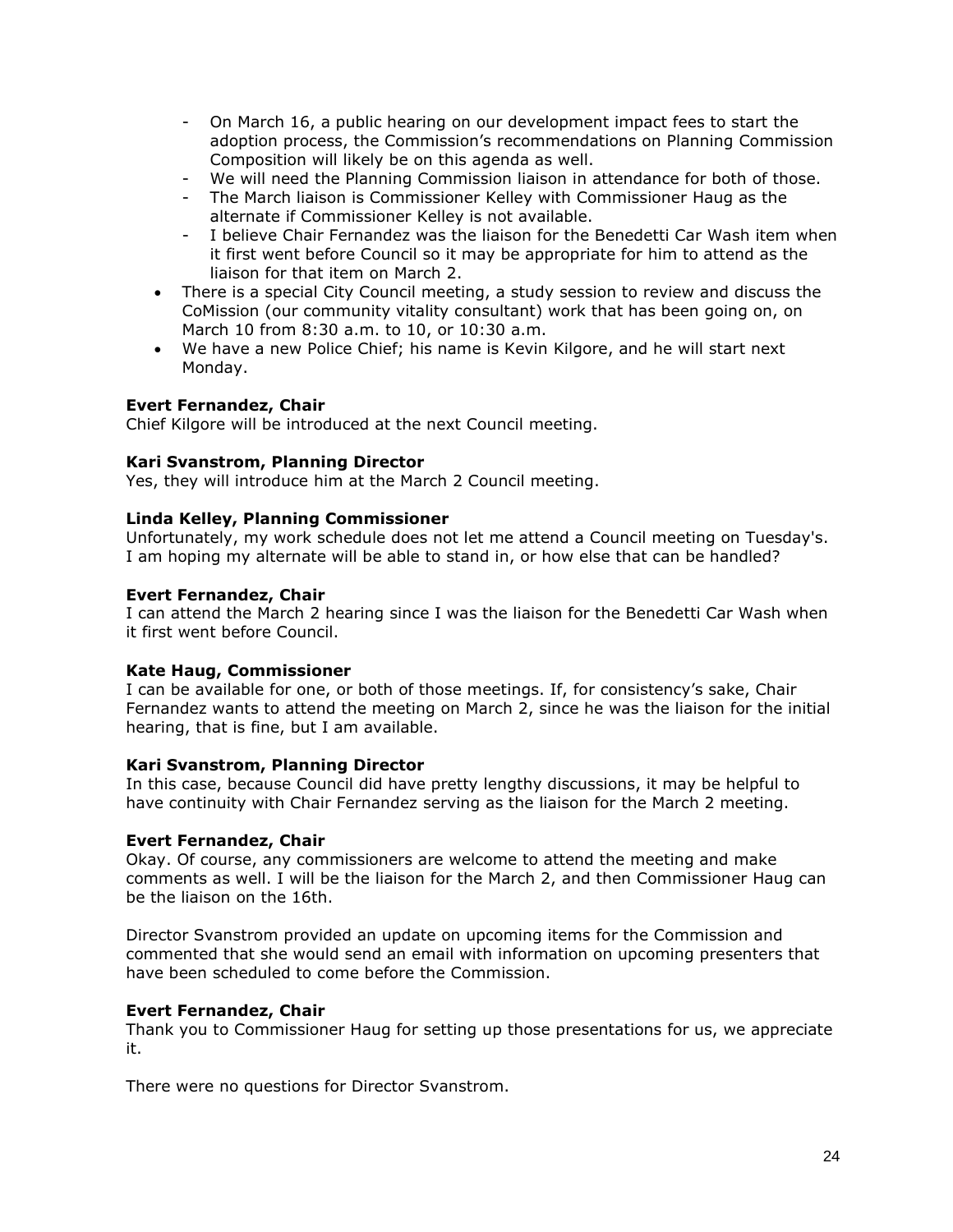- On March 16, a public hearing on our development impact fees to start the adoption process, the Commission's recommendations on Planning Commission Composition will likely be on this agenda as well.
  - We will need the Planning Commission liaison in attendance for both of those.
  - The March liaison is Commissioner Kelley with Commissioner Haug as the alternate if Commissioner Kelley is not available.
  - I believe Chair Fernandez was the liaison for the Benedetti Car Wash item when it first went before Council so it may be appropriate for him to attend as the liaison for that item on March 2.
- There is a special City Council meeting, a study session to review and discuss the CoMission (our community vitality consultant) work that has been going on, on March 10 from 8:30 a.m. to 10, or 10:30 a.m.
- We have a new Police Chief; his name is Kevin Kilgore, and he will start next Monday.

**Evert Fernandez, Chair**
Chief Kilgore will be introduced at the next Council meeting.

**Kari Svanstrom, Planning Director**
Yes, they will introduce him at the March 2 Council meeting.

**Linda Kelley, Planning Commissioner**
Unfortunately, my work schedule does not let me attend a Council meeting on Tuesday's. I am hoping my alternate will be able to stand in, or how else that can be handled?

**Evert Fernandez, Chair**
I can attend the March 2 hearing since I was the liaison for the Benedetti Car Wash when it first went before Council.

**Kate Haug, Commissioner**
I can be available for one, or both of those meetings. If, for consistency's sake, Chair Fernandez wants to attend the meeting on March 2, since he was the liaison for the initial hearing, that is fine, but I am available.

**Kari Svanstrom, Planning Director**
In this case, because Council did have pretty lengthy discussions, it may be helpful to have continuity with Chair Fernandez serving as the liaison for the March 2 meeting.

**Evert Fernandez, Chair**
Okay. Of course, any commissioners are welcome to attend the meeting and make comments as well. I will be the liaison for the March 2, and then Commissioner Haug can be the liaison on the 16th.

Director Svanstrom provided an update on upcoming items for the Commission and commented that she would send an email with information on upcoming presenters that have been scheduled to come before the Commission.

**Evert Fernandez, Chair**
Thank you to Commissioner Haug for setting up those presentations for us, we appreciate it.

There were no questions for Director Svanstrom.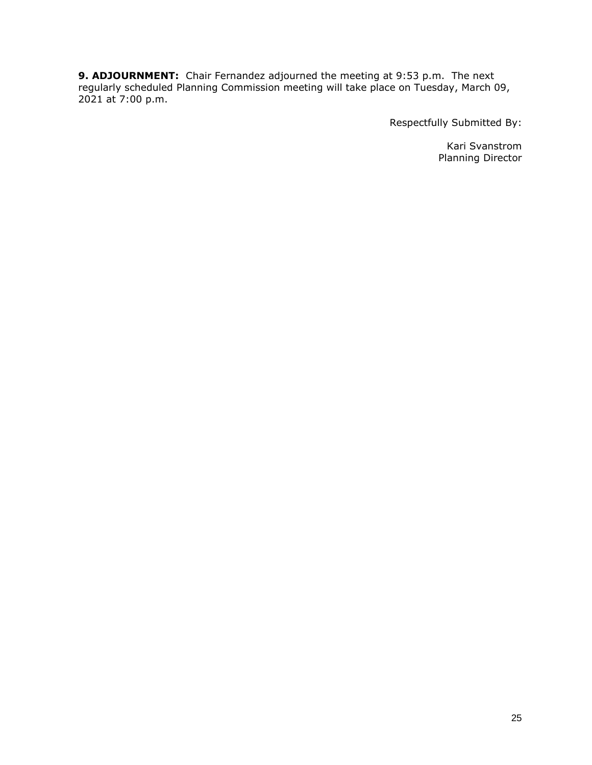**9. ADJOURNMENT:** Chair Fernandez adjourned the meeting at 9:53 p.m. The next regularly scheduled Planning Commission meeting will take place on Tuesday, March 09, 2021 at 7:00 p.m.

Respectfully Submitted By:

Kari Svanstrom
Planning Director